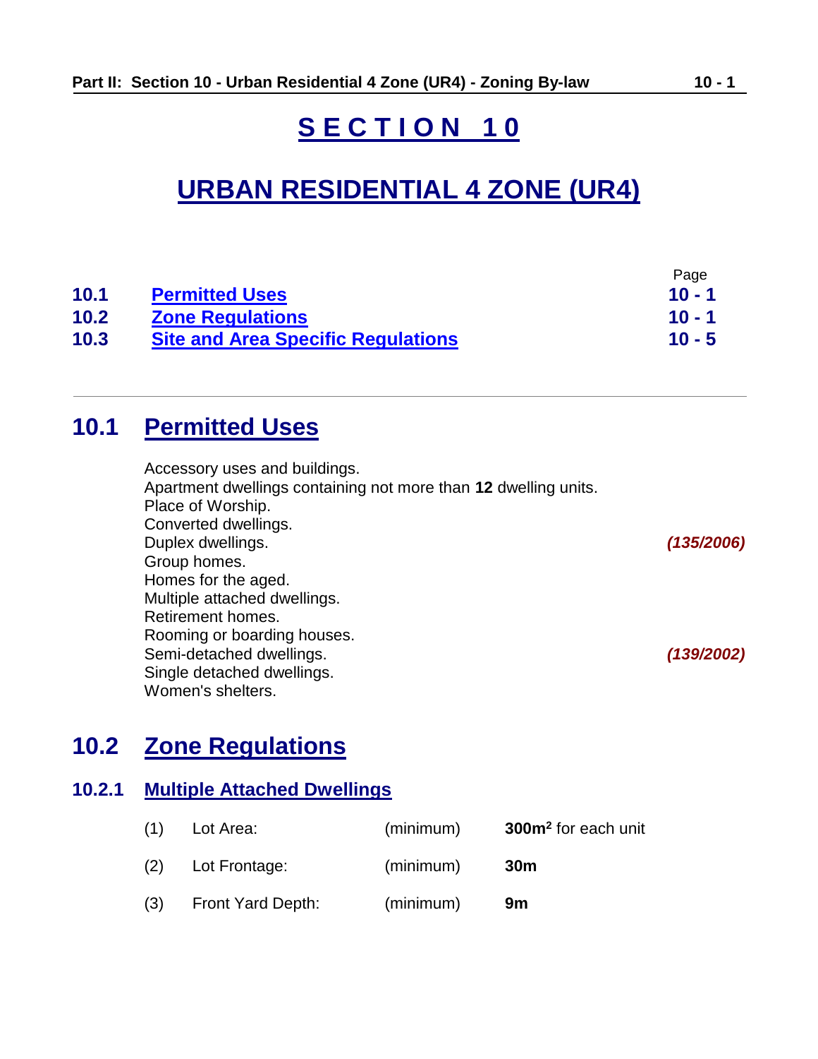# SECTION 10

# URBAN RESIDENTIAL 4 ZONE (UR4)

| | | Page |
|---|---|---|
| **10.1** | **Permitted Uses** | **10 - 1** |
| **10.2** | **Zone Regulations** | **10 - 1** |
| **10.3** | **Site and Area Specific Regulations** | **10 - 5** |

---

## 10.1 Permitted Uses

Accessory uses and buildings.
Apartment dwellings containing not more than **12** dwelling units.
Place of Worship.
Converted dwellings.
Duplex dwellings. ***(135/2006)***
Group homes.
Homes for the aged.
Multiple attached dwellings.
Retirement homes.
Rooming or boarding houses.
Semi-detached dwellings. ***(139/2002)***
Single detached dwellings.
Women's shelters.

## 10.2 Zone Regulations

### 10.2.1 Multiple Attached Dwellings

| | | | |
|---|---|---|---|
| (1) | Lot Area: | (minimum) | **300m²** for each unit |
| (2) | Lot Frontage: | (minimum) | **30m** |
| (3) | Front Yard Depth: | (minimum) | **9m** |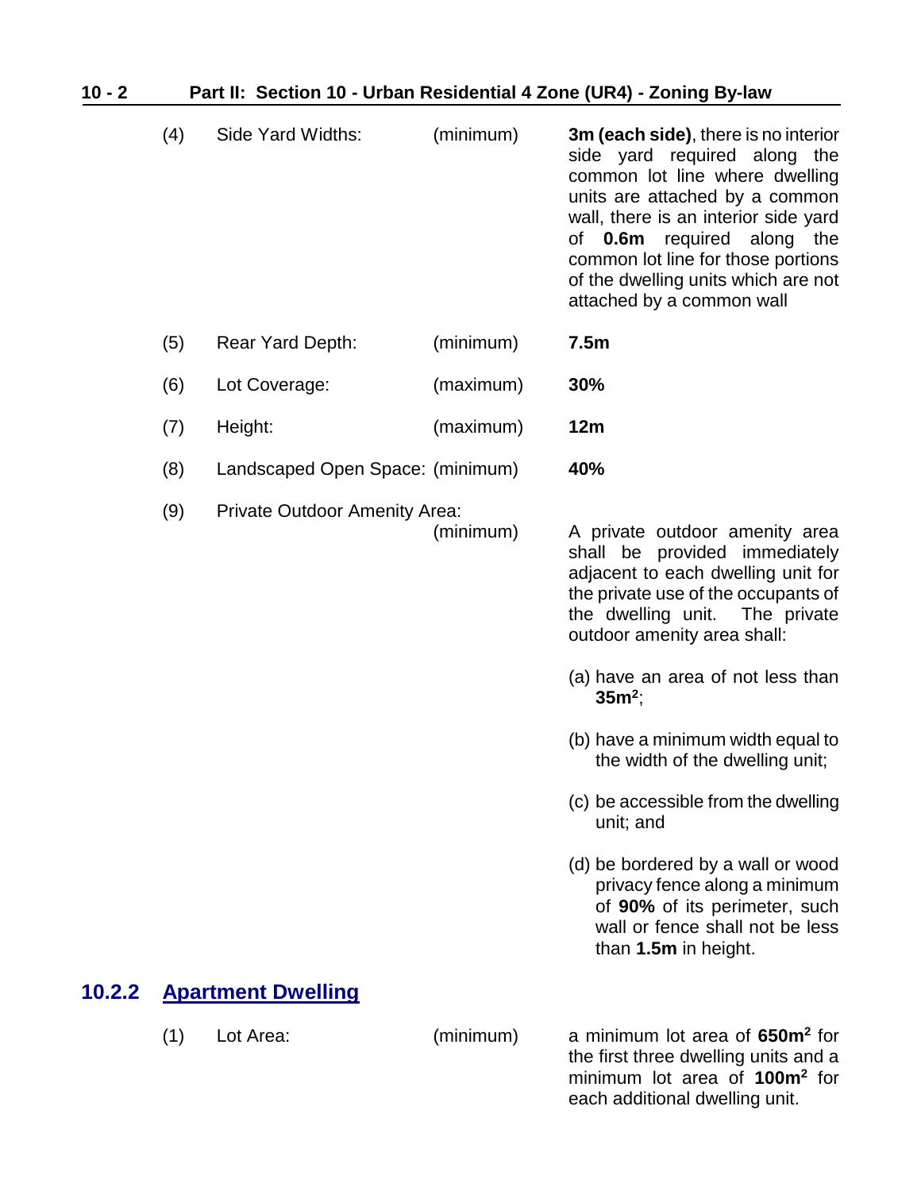(4) Side Yard Widths: (minimum) **3m (each side)**, there is no interior side yard required along the common lot line where dwelling units are attached by a common wall, there is an interior side yard of **0.6m** required along the common lot line for those portions of the dwelling units which are not attached by a common wall

(5) Rear Yard Depth: (minimum) **7.5m**

(6) Lot Coverage: (maximum) **30%**

(7) Height: (maximum) **12m**

(8) Landscaped Open Space: (minimum) **40%**

(9) Private Outdoor Amenity Area: (minimum) A private outdoor amenity area shall be provided immediately adjacent to each dwelling unit for the private use of the occupants of the dwelling unit. The private outdoor amenity area shall:

(a) have an area of not less than **35m²**;

(b) have a minimum width equal to the width of the dwelling unit;

(c) be accessible from the dwelling unit; and

(d) be bordered by a wall or wood privacy fence along a minimum of **90%** of its perimeter, such wall or fence shall not be less than **1.5m** in height.

### 10.2.2 Apartment Dwelling

(1) Lot Area: (minimum) a minimum lot area of **650m²** for the first three dwelling units and a minimum lot area of **100m²** for each additional dwelling unit.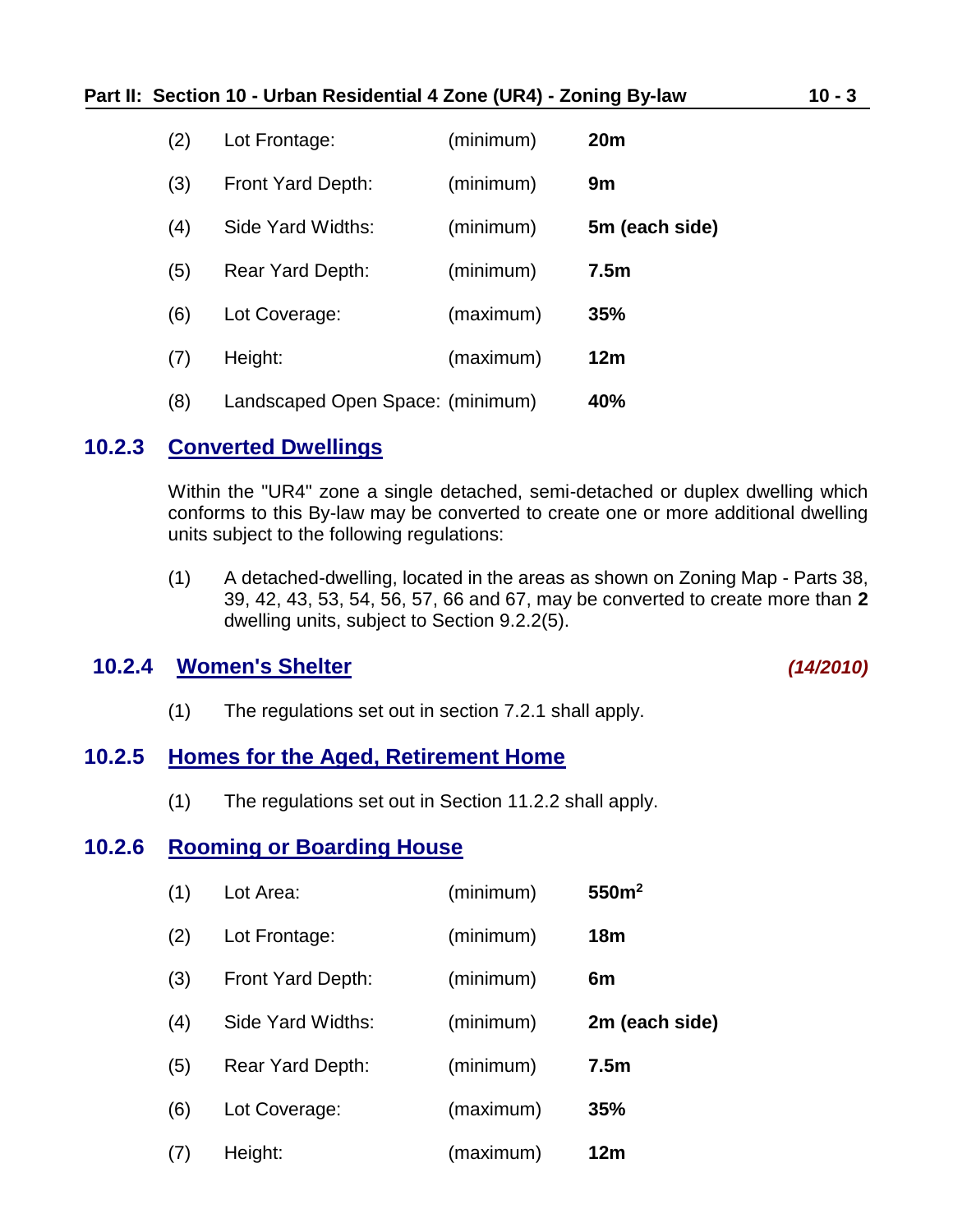| | | | |
|---|---|---|---|
| (2) | Lot Frontage: | (minimum) | **20m** |
| (3) | Front Yard Depth: | (minimum) | **9m** |
| (4) | Side Yard Widths: | (minimum) | **5m (each side)** |
| (5) | Rear Yard Depth: | (minimum) | **7.5m** |
| (6) | Lot Coverage: | (maximum) | **35%** |
| (7) | Height: | (maximum) | **12m** |
| (8) | Landscaped Open Space: | (minimum) | **40%** |

### 10.2.3 Converted Dwellings

Within the "UR4" zone a single detached, semi-detached or duplex dwelling which conforms to this By-law may be converted to create one or more additional dwelling units subject to the following regulations:

(1) A detached-dwelling, located in the areas as shown on Zoning Map - Parts 38, 39, 42, 43, 53, 54, 56, 57, 66 and 67, may be converted to create more than **2** dwelling units, subject to Section 9.2.2(5).

### 10.2.4 Women's Shelter *(14/2010)*

(1) The regulations set out in section 7.2.1 shall apply.

### 10.2.5 Homes for the Aged, Retirement Home

(1) The regulations set out in Section 11.2.2 shall apply.

### 10.2.6 Rooming or Boarding House

| | | | |
|---|---|---|---|
| (1) | Lot Area: | (minimum) | **550m$^2$** |
| (2) | Lot Frontage: | (minimum) | **18m** |
| (3) | Front Yard Depth: | (minimum) | **6m** |
| (4) | Side Yard Widths: | (minimum) | **2m (each side)** |
| (5) | Rear Yard Depth: | (minimum) | **7.5m** |
| (6) | Lot Coverage: | (maximum) | **35%** |
| (7) | Height: | (maximum) | **12m** |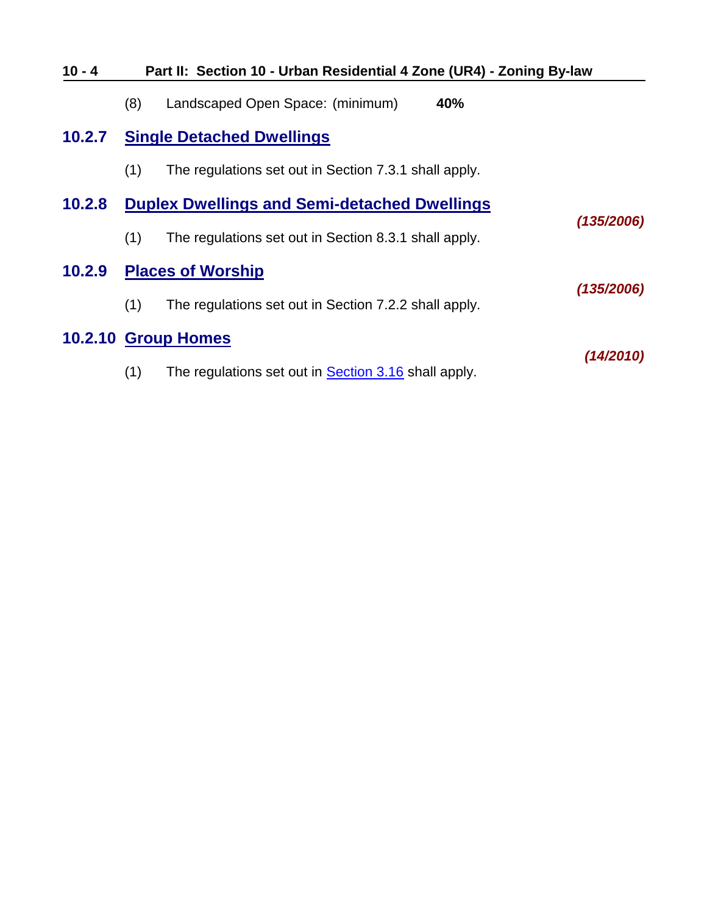(8) Landscaped Open Space: (minimum) **40%**

### 10.2.7 Single Detached Dwellings

(1) The regulations set out in Section 7.3.1 shall apply.

### 10.2.8 Duplex Dwellings and Semi-detached Dwellings

***(135/2006)***

(1) The regulations set out in Section 8.3.1 shall apply.

### 10.2.9 Places of Worship

***(135/2006)***

(1) The regulations set out in Section 7.2.2 shall apply.

### 10.2.10 Group Homes

***(14/2010)***

(1) The regulations set out in Section 3.16 shall apply.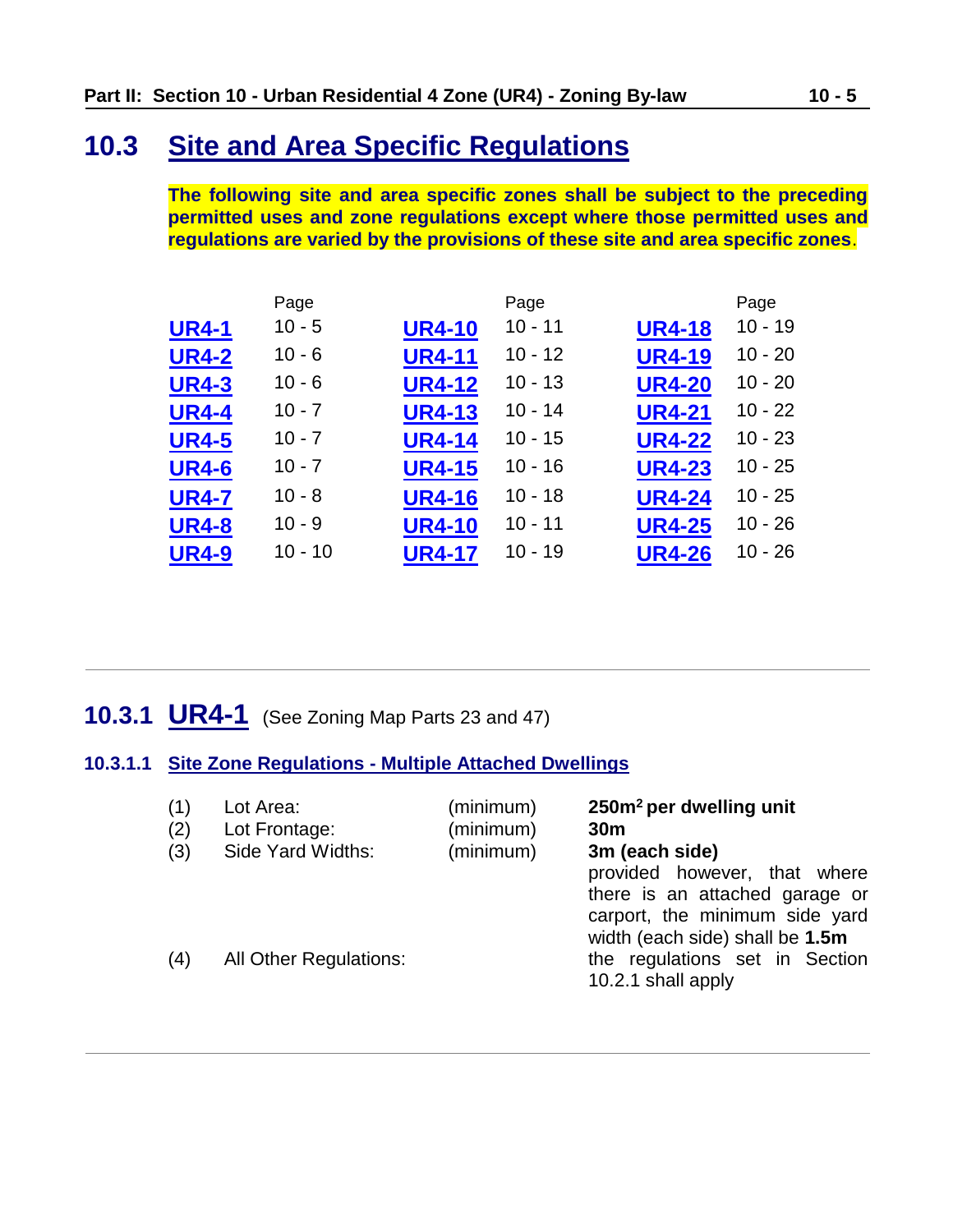## 10.3 Site and Area Specific Regulations

**The following site and area specific zones shall be subject to the preceding permitted uses and zone regulations except where those permitted uses and regulations are varied by the provisions of these site and area specific zones**.

| | Page | | Page | | Page |
|---|---|---|---|---|---|
| **UR4-1** | 10 - 5 | **UR4-10** | 10 - 11 | **UR4-18** | 10 - 19 |
| **UR4-2** | 10 - 6 | **UR4-11** | 10 - 12 | **UR4-19** | 10 - 20 |
| **UR4-3** | 10 - 6 | **UR4-12** | 10 - 13 | **UR4-20** | 10 - 20 |
| **UR4-4** | 10 - 7 | **UR4-13** | 10 - 14 | **UR4-21** | 10 - 22 |
| **UR4-5** | 10 - 7 | **UR4-14** | 10 - 15 | **UR4-22** | 10 - 23 |
| **UR4-6** | 10 - 7 | **UR4-15** | 10 - 16 | **UR4-23** | 10 - 25 |
| **UR4-7** | 10 - 8 | **UR4-16** | 10 - 18 | **UR4-24** | 10 - 25 |
| **UR4-8** | 10 - 9 | **UR4-10** | 10 - 11 | **UR4-25** | 10 - 26 |
| **UR4-9** | 10 - 10 | **UR4-17** | 10 - 19 | **UR4-26** | 10 - 26 |

---

### 10.3.1 UR4-1 (See Zoning Map Parts 23 and 47)

#### 10.3.1.1 Site Zone Regulations - Multiple Attached Dwellings

| | | | |
|---|---|---|---|
| (1) | Lot Area: | (minimum) | **250m² per dwelling unit** |
| (2) | Lot Frontage: | (minimum) | **30m** |
| (3) | Side Yard Widths: | (minimum) | **3m (each side)** provided however, that where there is an attached garage or carport, the minimum side yard width (each side) shall be **1.5m** |
| (4) | All Other Regulations: | | the regulations set in Section 10.2.1 shall apply |

---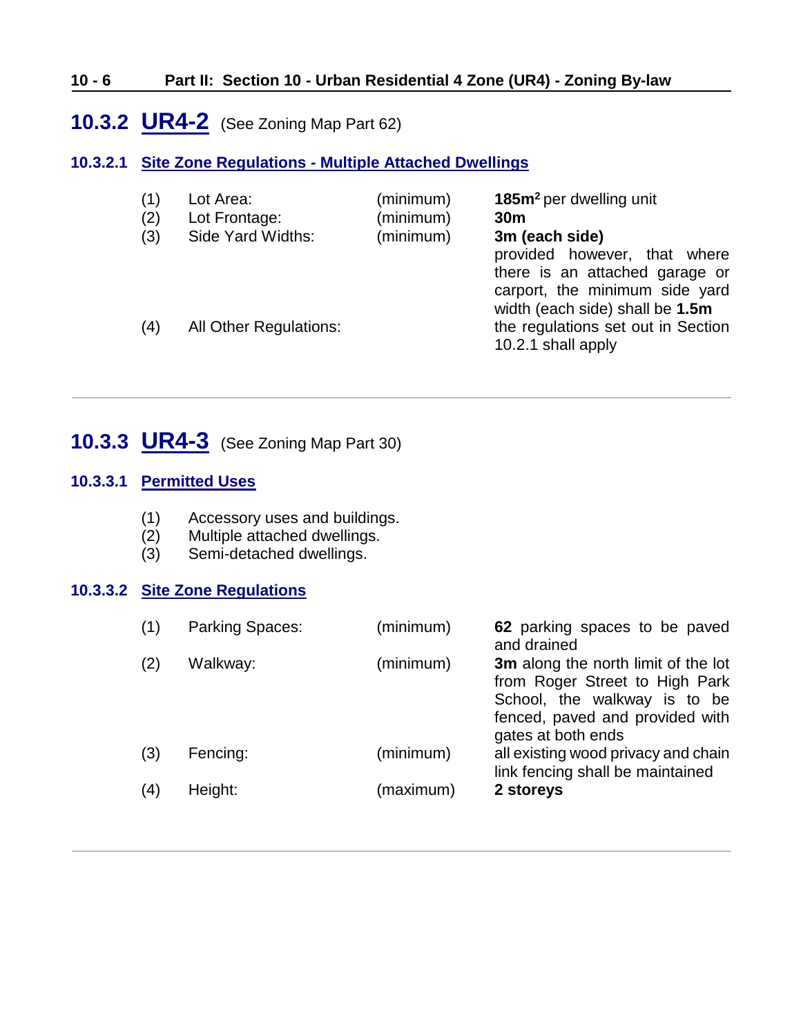## 10.3.2 UR4-2 (See Zoning Map Part 62)

### 10.3.2.1 Site Zone Regulations - Multiple Attached Dwellings

| | | | |
|---|---|---|---|
| (1) | Lot Area: | (minimum) | **185m²** per dwelling unit |
| (2) | Lot Frontage: | (minimum) | **30m** |
| (3) | Side Yard Widths: | (minimum) | **3m (each side)** provided however, that where there is an attached garage or carport, the minimum side yard width (each side) shall be **1.5m** |
| (4) | All Other Regulations: | | the regulations set out in Section 10.2.1 shall apply |

---

## 10.3.3 UR4-3 (See Zoning Map Part 30)

### 10.3.3.1 Permitted Uses

(1) Accessory uses and buildings.
(2) Multiple attached dwellings.
(3) Semi-detached dwellings.

### 10.3.3.2 Site Zone Regulations

| | | | |
|---|---|---|---|
| (1) | Parking Spaces: | (minimum) | **62** parking spaces to be paved and drained |
| (2) | Walkway: | (minimum) | **3m** along the north limit of the lot from Roger Street to High Park School, the walkway is to be fenced, paved and provided with gates at both ends |
| (3) | Fencing: | (minimum) | all existing wood privacy and chain link fencing shall be maintained |
| (4) | Height: | (maximum) | **2 storeys** |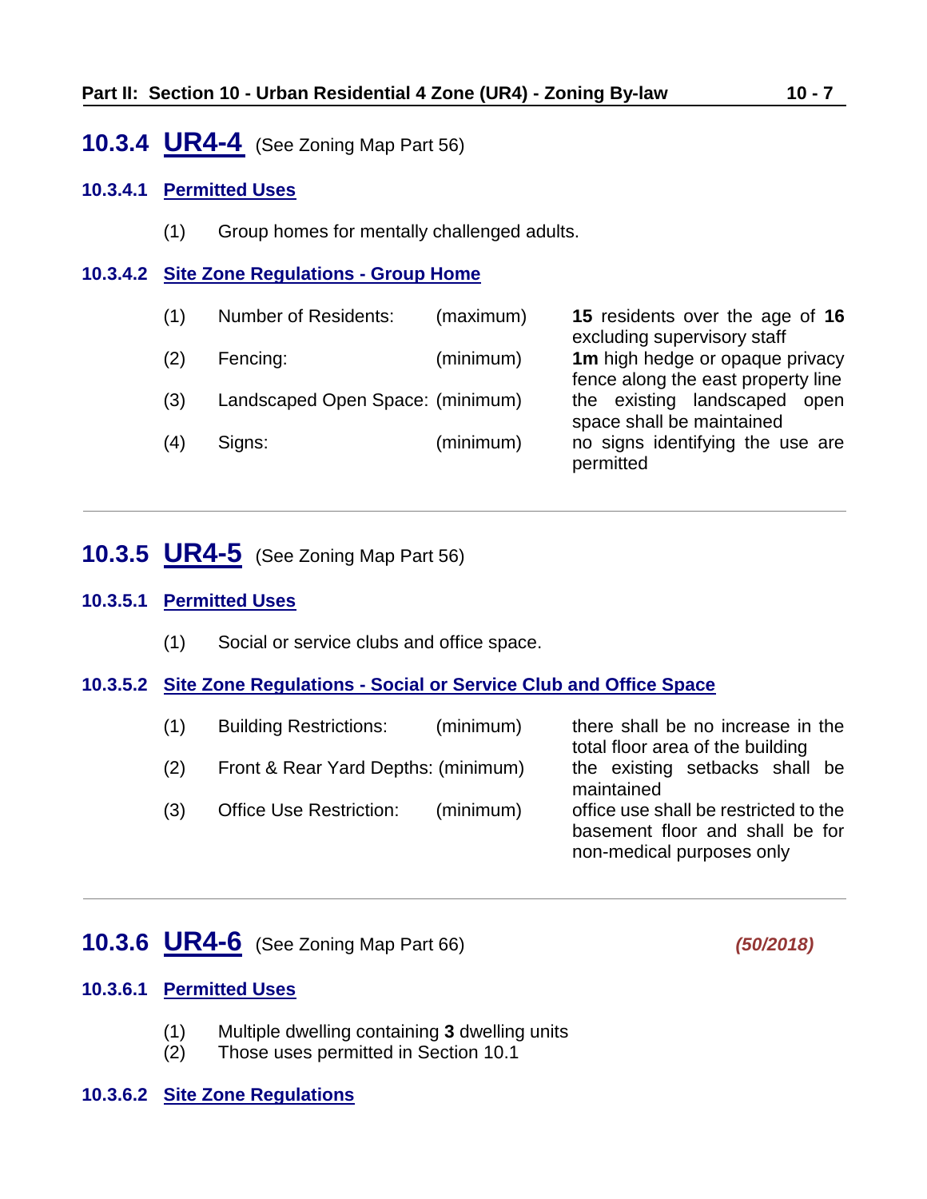## 10.3.4 UR4-4 (See Zoning Map Part 56)

### 10.3.4.1 Permitted Uses

(1) Group homes for mentally challenged adults.

### 10.3.4.2 Site Zone Regulations - Group Home

| | | | |
|---|---|---|---|
| (1) | Number of Residents: | (maximum) | **15** residents over the age of **16** excluding supervisory staff |
| (2) | Fencing: | (minimum) | **1m** high hedge or opaque privacy fence along the east property line |
| (3) | Landscaped Open Space: | (minimum) | the existing landscaped open space shall be maintained |
| (4) | Signs: | (minimum) | no signs identifying the use are permitted |

---

## 10.3.5 UR4-5 (See Zoning Map Part 56)

### 10.3.5.1 Permitted Uses

(1) Social or service clubs and office space.

### 10.3.5.2 Site Zone Regulations - Social or Service Club and Office Space

| | | | |
|---|---|---|---|
| (1) | Building Restrictions: | (minimum) | there shall be no increase in the total floor area of the building |
| (2) | Front & Rear Yard Depths: | (minimum) | the existing setbacks shall be maintained |
| (3) | Office Use Restriction: | (minimum) | office use shall be restricted to the basement floor and shall be for non-medical purposes only |

---

## 10.3.6 UR4-6 (See Zoning Map Part 66) *(50/2018)*

### 10.3.6.1 Permitted Uses

(1) Multiple dwelling containing **3** dwelling units
(2) Those uses permitted in Section 10.1

### 10.3.6.2 Site Zone Regulations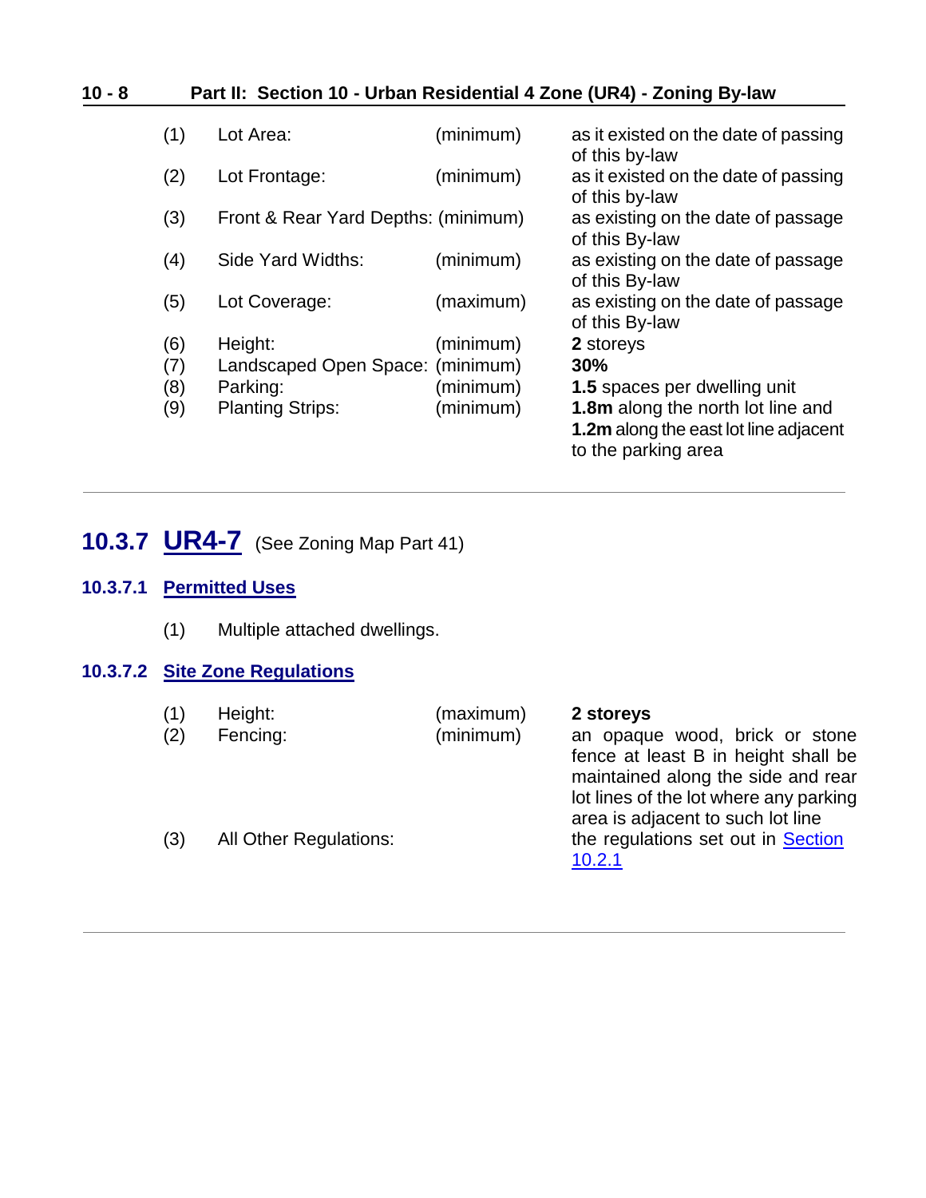| | | | |
|---|---|---|---|
| (1) | Lot Area: | (minimum) | as it existed on the date of passing of this by-law |
| (2) | Lot Frontage: | (minimum) | as it existed on the date of passing of this by-law |
| (3) | Front & Rear Yard Depths: | (minimum) | as existing on the date of passage of this By-law |
| (4) | Side Yard Widths: | (minimum) | as existing on the date of passage of this By-law |
| (5) | Lot Coverage: | (maximum) | as existing on the date of passage of this By-law |
| (6) | Height: | (minimum) | **2** storeys |
| (7) | Landscaped Open Space: | (minimum) | **30%** |
| (8) | Parking: | (minimum) | **1.5** spaces per dwelling unit |
| (9) | Planting Strips: | (minimum) | **1.8m** along the north lot line and **1.2m** along the east lot line adjacent to the parking area |

## 10.3.7 UR4-7 (See Zoning Map Part 41)

### 10.3.7.1 Permitted Uses

(1) Multiple attached dwellings.

### 10.3.7.2 Site Zone Regulations

| | | | |
|---|---|---|---|
| (1) | Height: | (maximum) | **2 storeys** |
| (2) | Fencing: | (minimum) | an opaque wood, brick or stone fence at least B in height shall be maintained along the side and rear lot lines of the lot where any parking area is adjacent to such lot line |
| (3) | All Other Regulations: | | the regulations set out in Section 10.2.1 |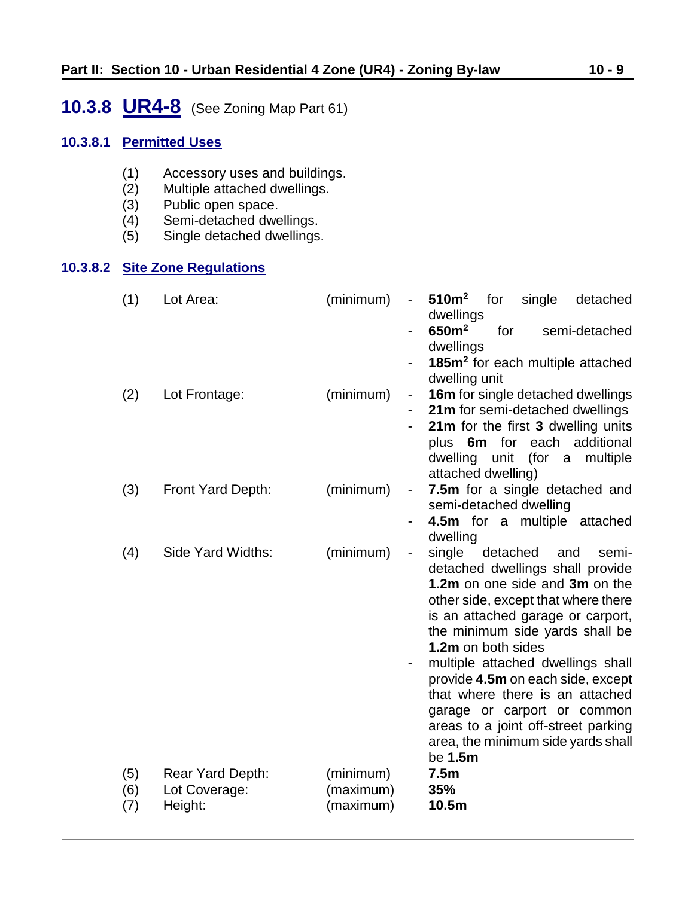## 10.3.8 UR4-8 (See Zoning Map Part 61)

### 10.3.8.1 Permitted Uses

(1) Accessory uses and buildings.
(2) Multiple attached dwellings.
(3) Public open space.
(4) Semi-detached dwellings.
(5) Single detached dwellings.

### 10.3.8.2 Site Zone Regulations

(1) Lot Area: (minimum)
- **510m$^2$** for single detached dwellings
- **650m$^2$** for semi-detached dwellings
- **185m$^2$** for each multiple attached dwelling unit

(2) Lot Frontage: (minimum)
- **16m** for single detached dwellings
- **21m** for semi-detached dwellings
- **21m** for the first **3** dwelling units plus **6m** for each additional dwelling unit (for a multiple attached dwelling)

(3) Front Yard Depth: (minimum)
- **7.5m** for a single detached and semi-detached dwelling
- **4.5m** for a multiple attached dwelling

(4) Side Yard Widths: (minimum)
- single detached and semi-detached dwellings shall provide **1.2m** on one side and **3m** on the other side, except that where there is an attached garage or carport, the minimum side yards shall be **1.2m** on both sides
- multiple attached dwellings shall provide **4.5m** on each side, except that where there is an attached garage or carport or common areas to a joint off-street parking area, the minimum side yards shall be **1.5m**

(5) Rear Yard Depth: (minimum) **7.5m**

(6) Lot Coverage: (maximum) **35%**

(7) Height: (maximum) **10.5m**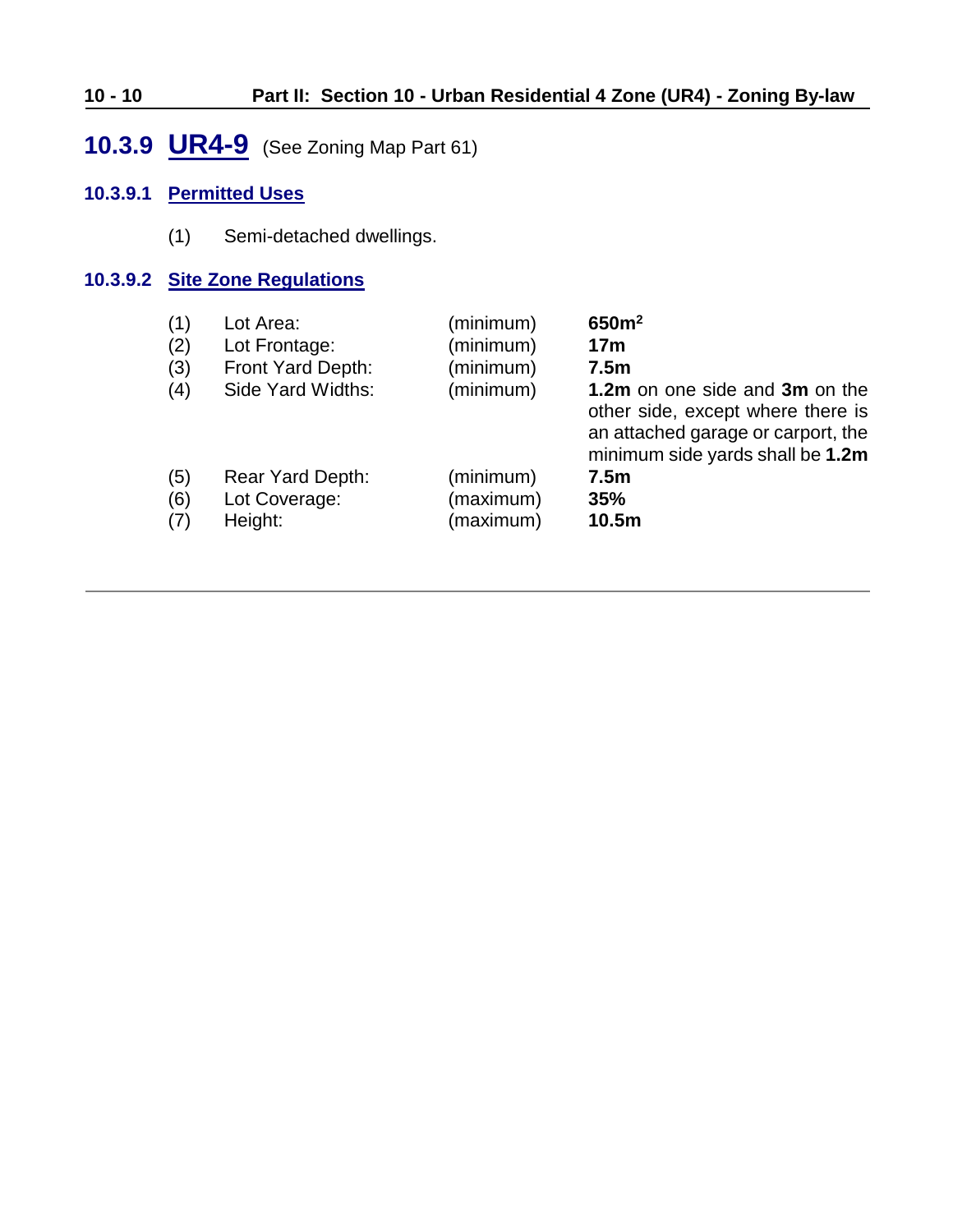## 10.3.9 UR4-9 (See Zoning Map Part 61)

### 10.3.9.1 Permitted Uses

(1) Semi-detached dwellings.

### 10.3.9.2 Site Zone Regulations

| | | | |
|---|---|---|---|
| (1) | Lot Area: | (minimum) | **650m$^2$** |
| (2) | Lot Frontage: | (minimum) | **17m** |
| (3) | Front Yard Depth: | (minimum) | **7.5m** |
| (4) | Side Yard Widths: | (minimum) | **1.2m** on one side and **3m** on the other side, except where there is an attached garage or carport, the minimum side yards shall be **1.2m** |
| (5) | Rear Yard Depth: | (minimum) | **7.5m** |
| (6) | Lot Coverage: | (maximum) | **35%** |
| (7) | Height: | (maximum) | **10.5m** |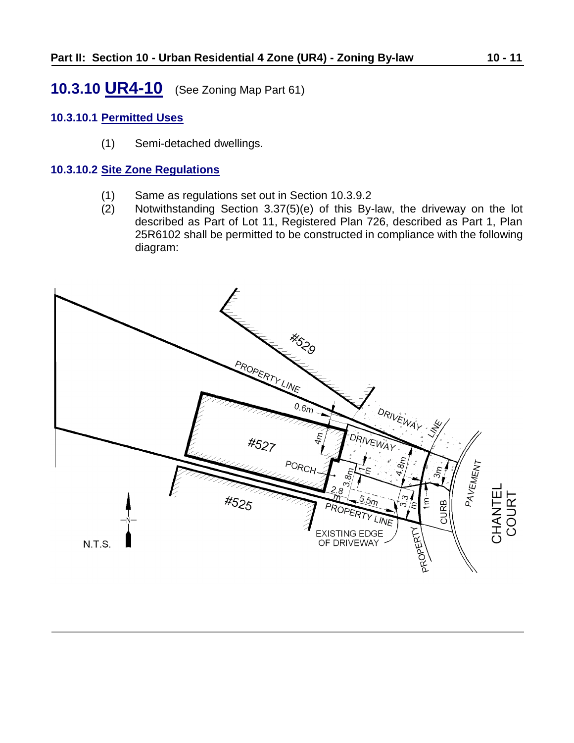## 10.3.10 UR4-10 (See Zoning Map Part 61)

### 10.3.10.1 Permitted Uses

(1) Semi-detached dwellings.

### 10.3.10.2 Site Zone Regulations

(1) Same as regulations set out in Section 10.3.9.2

(2) Notwithstanding Section 3.37(5)(e) of this By-law, the driveway on the lot described as Part of Lot 11, Registered Plan 726, described as Part 1, Plan 25R6102 shall be permitted to be constructed in compliance with the following diagram: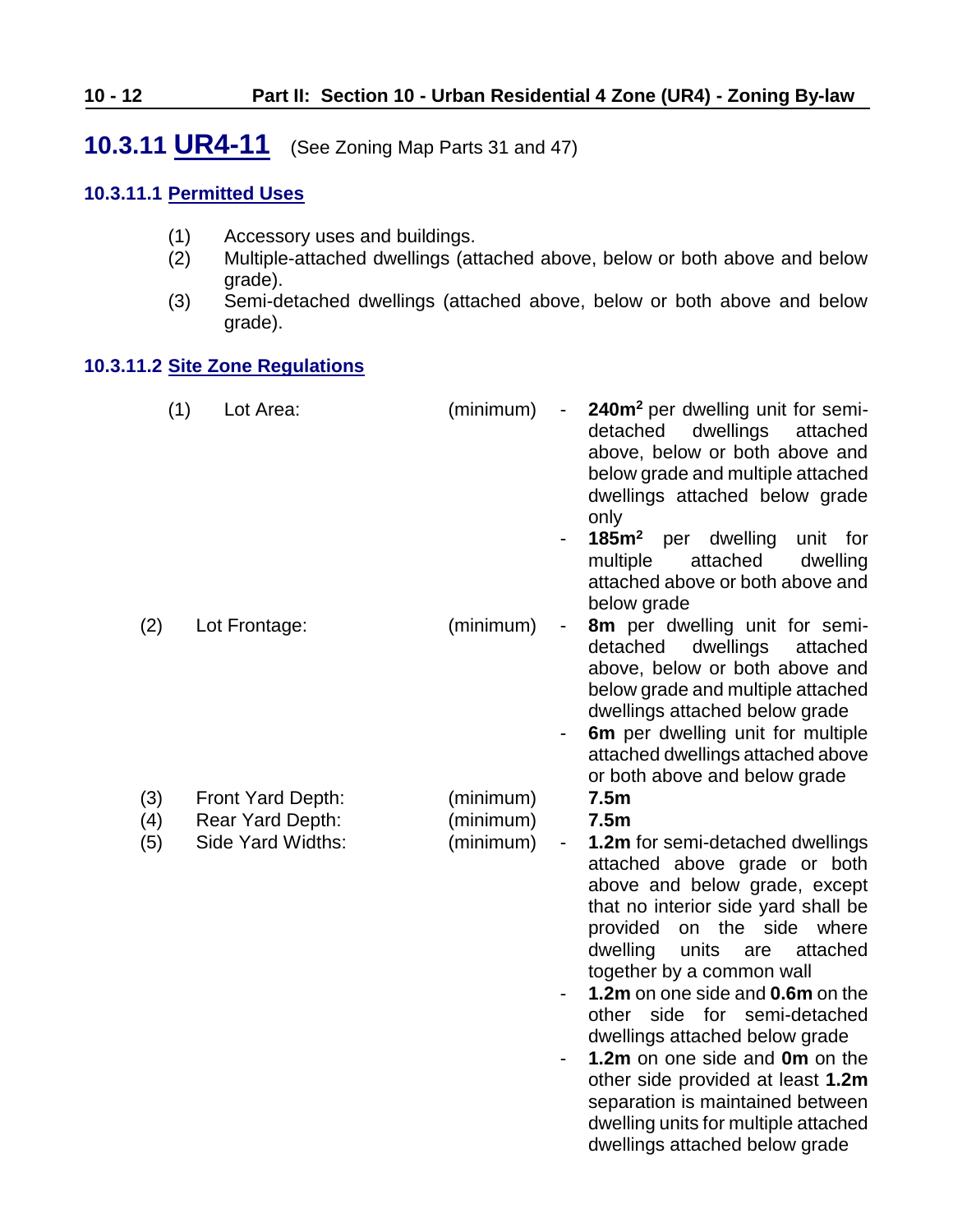## 10.3.11 UR4-11 (See Zoning Map Parts 31 and 47)

### 10.3.11.1 Permitted Uses

(1) Accessory uses and buildings.
(2) Multiple-attached dwellings (attached above, below or both above and below grade).
(3) Semi-detached dwellings (attached above, below or both above and below grade).

### 10.3.11.2 Site Zone Regulations

| | | | |
|---|---|---|---|
| (1) | Lot Area: | (minimum) | - **240m²** per dwelling unit for semi-detached dwellings attached above, below or both above and below grade and multiple attached dwellings attached below grade only<br>- **185m²** per dwelling unit for multiple attached dwelling attached above or both above and below grade |
| (2) | Lot Frontage: | (minimum) | - **8m** per dwelling unit for semi-detached dwellings attached above, below or both above and below grade and multiple attached dwellings attached below grade<br>- **6m** per dwelling unit for multiple attached dwellings attached above or both above and below grade |
| (3) | Front Yard Depth: | (minimum) | **7.5m** |
| (4) | Rear Yard Depth: | (minimum) | **7.5m** |
| (5) | Side Yard Widths: | (minimum) | - **1.2m** for semi-detached dwellings attached above grade or both above and below grade, except that no interior side yard shall be provided on the side where dwelling units are attached together by a common wall<br>- **1.2m** on one side and **0.6m** on the other side for semi-detached dwellings attached below grade<br>- **1.2m** on one side and **0m** on the other side provided at least **1.2m** separation is maintained between dwelling units for multiple attached dwellings attached below grade |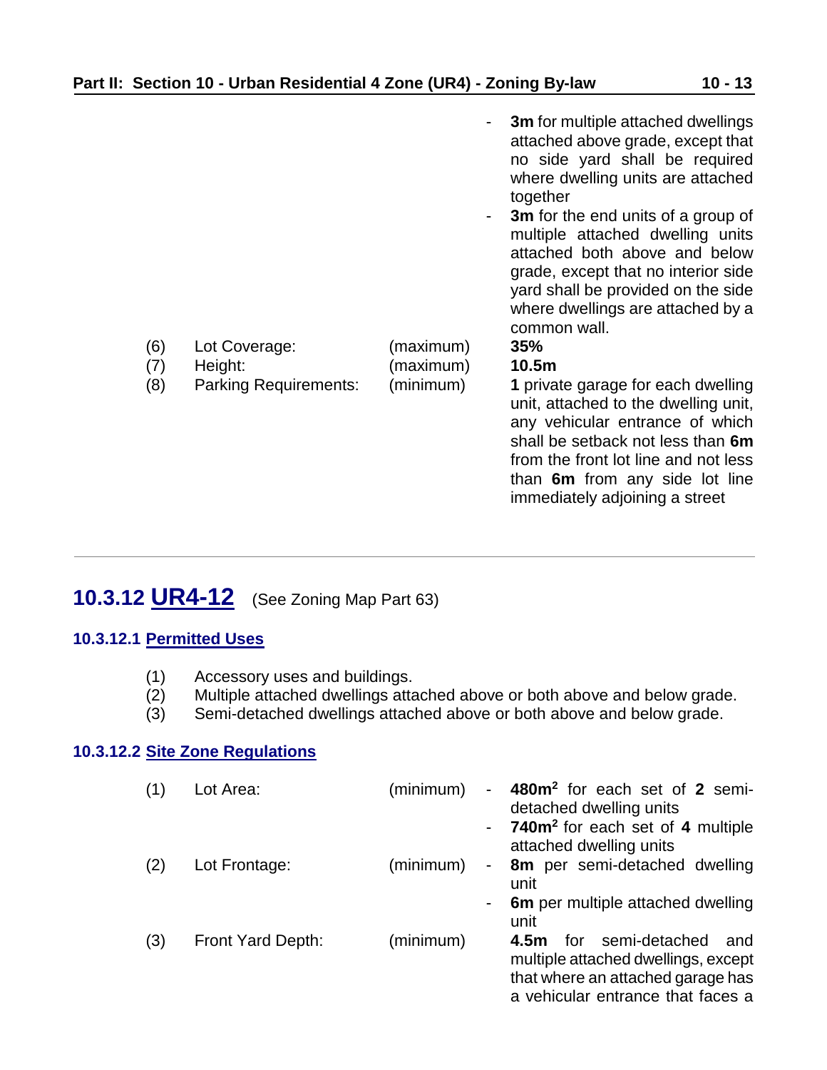- **3m** for multiple attached dwellings attached above grade, except that no side yard shall be required where dwelling units are attached together
- **3m** for the end units of a group of multiple attached dwelling units attached both above and below grade, except that no interior side yard shall be provided on the side where dwellings are attached by a common wall.

| | | | |
|---|---|---|---|
| (6) | Lot Coverage: | (maximum) | **35%** |
| (7) | Height: | (maximum) | **10.5m** |
| (8) | Parking Requirements: | (minimum) | **1** private garage for each dwelling unit, attached to the dwelling unit, any vehicular entrance of which shall be setback not less than **6m** from the front lot line and not less than **6m** from any side lot line immediately adjoining a street |

---

## 10.3.12 UR4-12 (See Zoning Map Part 63)

### 10.3.12.1 Permitted Uses

(1) Accessory uses and buildings.
(2) Multiple attached dwellings attached above or both above and below grade.
(3) Semi-detached dwellings attached above or both above and below grade.

### 10.3.12.2 Site Zone Regulations

| | | | |
|---|---|---|---|
| (1) | Lot Area: | (minimum) | - **480m$^2$** for each set of **2** semi-detached dwelling units<br>- **740m$^2$** for each set of **4** multiple attached dwelling units |
| (2) | Lot Frontage: | (minimum) | - **8m** per semi-detached dwelling unit<br>- **6m** per multiple attached dwelling unit |
| (3) | Front Yard Depth: | (minimum) | **4.5m** for semi-detached and multiple attached dwellings, except that where an attached garage has a vehicular entrance that faces a |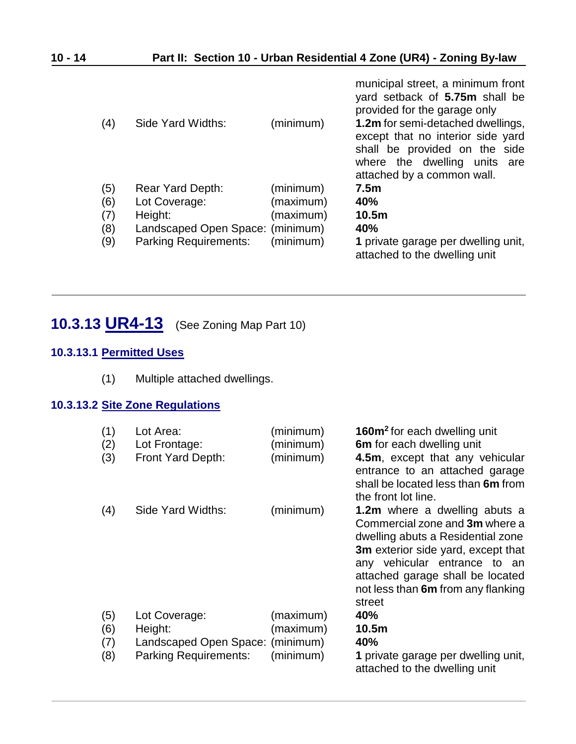| | | | |
|---|---|---|---|
| | | | municipal street, a minimum front yard setback of **5.75m** shall be provided for the garage only |
| (4) | Side Yard Widths: | (minimum) | **1.2m** for semi-detached dwellings, except that no interior side yard shall be provided on the side where the dwelling units are attached by a common wall. |
| (5) | Rear Yard Depth: | (minimum) | **7.5m** |
| (6) | Lot Coverage: | (maximum) | **40%** |
| (7) | Height: | (maximum) | **10.5m** |
| (8) | Landscaped Open Space: | (minimum) | **40%** |
| (9) | Parking Requirements: | (minimum) | **1** private garage per dwelling unit, attached to the dwelling unit |

---

## 10.3.13 UR4-13 (See Zoning Map Part 10)

### 10.3.13.1 Permitted Uses

(1) Multiple attached dwellings.

### 10.3.13.2 Site Zone Regulations

| | | | |
|---|---|---|---|
| (1) | Lot Area: | (minimum) | **160m²** for each dwelling unit |
| (2) | Lot Frontage: | (minimum) | **6m** for each dwelling unit |
| (3) | Front Yard Depth: | (minimum) | **4.5m**, except that any vehicular entrance to an attached garage shall be located less than **6m** from the front lot line. |
| (4) | Side Yard Widths: | (minimum) | **1.2m** where a dwelling abuts a Commercial zone and **3m** where a dwelling abuts a Residential zone **3m** exterior side yard, except that any vehicular entrance to an attached garage shall be located not less than **6m** from any flanking street |
| (5) | Lot Coverage: | (maximum) | **40%** |
| (6) | Height: | (maximum) | **10.5m** |
| (7) | Landscaped Open Space: | (minimum) | **40%** |
| (8) | Parking Requirements: | (minimum) | **1** private garage per dwelling unit, attached to the dwelling unit |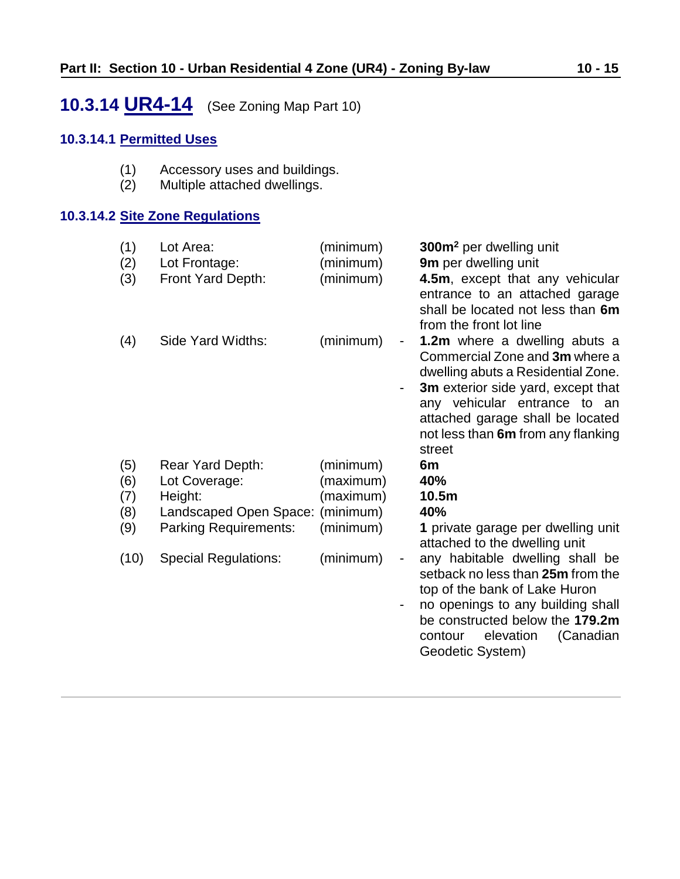## 10.3.14 UR4-14 (See Zoning Map Part 10)

### 10.3.14.1 Permitted Uses

(1) Accessory uses and buildings.
(2) Multiple attached dwellings.

### 10.3.14.2 Site Zone Regulations

| | | | |
|---|---|---|---|
| (1) | Lot Area: | (minimum) | **300m$^2$** per dwelling unit |
| (2) | Lot Frontage: | (minimum) | **9m** per dwelling unit |
| (3) | Front Yard Depth: | (minimum) | **4.5m**, except that any vehicular entrance to an attached garage shall be located not less than **6m** from the front lot line |
| (4) | Side Yard Widths: | (minimum) | - **1.2m** where a dwelling abuts a Commercial Zone and **3m** where a dwelling abuts a Residential Zone.<br>- **3m** exterior side yard, except that any vehicular entrance to an attached garage shall be located not less than **6m** from any flanking street |
| (5) | Rear Yard Depth: | (minimum) | **6m** |
| (6) | Lot Coverage: | (maximum) | **40%** |
| (7) | Height: | (maximum) | **10.5m** |
| (8) | Landscaped Open Space: | (minimum) | **40%** |
| (9) | Parking Requirements: | (minimum) | **1** private garage per dwelling unit attached to the dwelling unit |
| (10) | Special Regulations: | (minimum) | - any habitable dwelling shall be setback no less than **25m** from the top of the bank of Lake Huron<br>- no openings to any building shall be constructed below the **179.2m** contour elevation (Canadian Geodetic System) |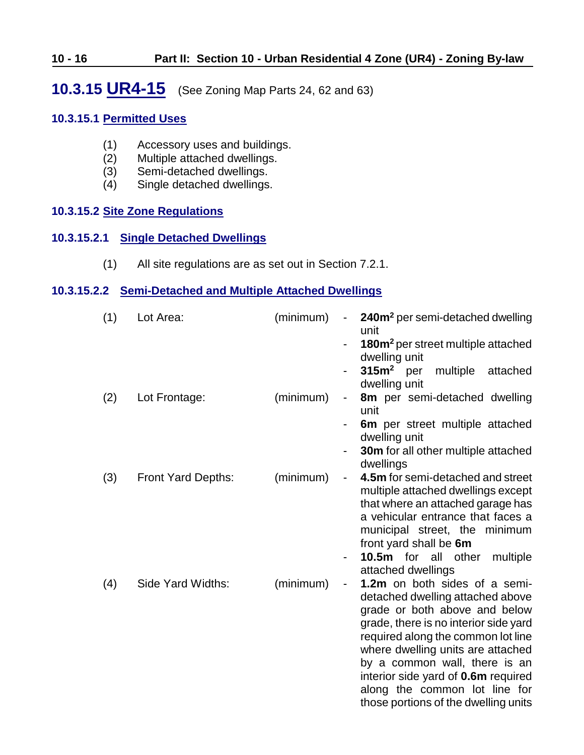## 10.3.15 UR4-15 (See Zoning Map Parts 24, 62 and 63)

### 10.3.15.1 Permitted Uses

(1) Accessory uses and buildings.
(2) Multiple attached dwellings.
(3) Semi-detached dwellings.
(4) Single detached dwellings.

### 10.3.15.2 Site Zone Regulations

#### 10.3.15.2.1 Single Detached Dwellings

(1) All site regulations are as set out in Section 7.2.1.

#### 10.3.15.2.2 Semi-Detached and Multiple Attached Dwellings

| | | | |
|---|---|---|---|
| (1) | Lot Area: | (minimum) | - **240m²** per semi-detached dwelling unit<br>- **180m²** per street multiple attached dwelling unit<br>- **315m²** per multiple attached dwelling unit |
| (2) | Lot Frontage: | (minimum) | - **8m** per semi-detached dwelling unit<br>- **6m** per street multiple attached dwelling unit<br>- **30m** for all other multiple attached dwellings |
| (3) | Front Yard Depths: | (minimum) | - **4.5m** for semi-detached and street multiple attached dwellings except that where an attached garage has a vehicular entrance that faces a municipal street, the minimum front yard shall be **6m**<br>- **10.5m** for all other multiple attached dwellings |
| (4) | Side Yard Widths: | (minimum) | - **1.2m** on both sides of a semi-detached dwelling attached above grade or both above and below grade, there is no interior side yard required along the common lot line where dwelling units are attached by a common wall, there is an interior side yard of **0.6m** required along the common lot line for those portions of the dwelling units |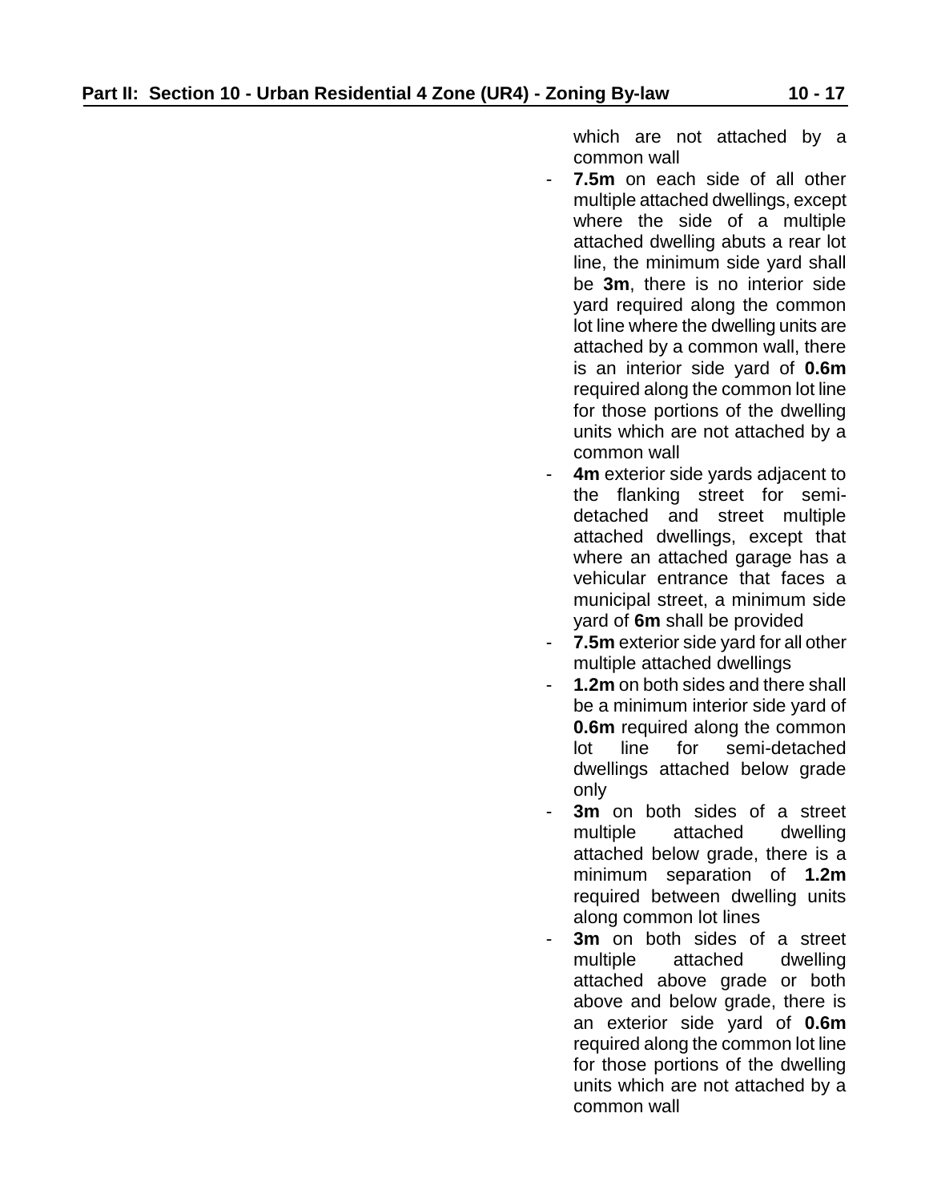which are not attached by a common wall

- **7.5m** on each side of all other multiple attached dwellings, except where the side of a multiple attached dwelling abuts a rear lot line, the minimum side yard shall be **3m**, there is no interior side yard required along the common lot line where the dwelling units are attached by a common wall, there is an interior side yard of **0.6m** required along the common lot line for those portions of the dwelling units which are not attached by a common wall
- **4m** exterior side yards adjacent to the flanking street for semi-detached and street multiple attached dwellings, except that where an attached garage has a vehicular entrance that faces a municipal street, a minimum side yard of **6m** shall be provided
- **7.5m** exterior side yard for all other multiple attached dwellings
- **1.2m** on both sides and there shall be a minimum interior side yard of **0.6m** required along the common lot line for semi-detached dwellings attached below grade only
- **3m** on both sides of a street multiple attached dwelling attached below grade, there is a minimum separation of **1.2m** required between dwelling units along common lot lines
- **3m** on both sides of a street multiple attached dwelling attached above grade or both above and below grade, there is an exterior side yard of **0.6m** required along the common lot line for those portions of the dwelling units which are not attached by a common wall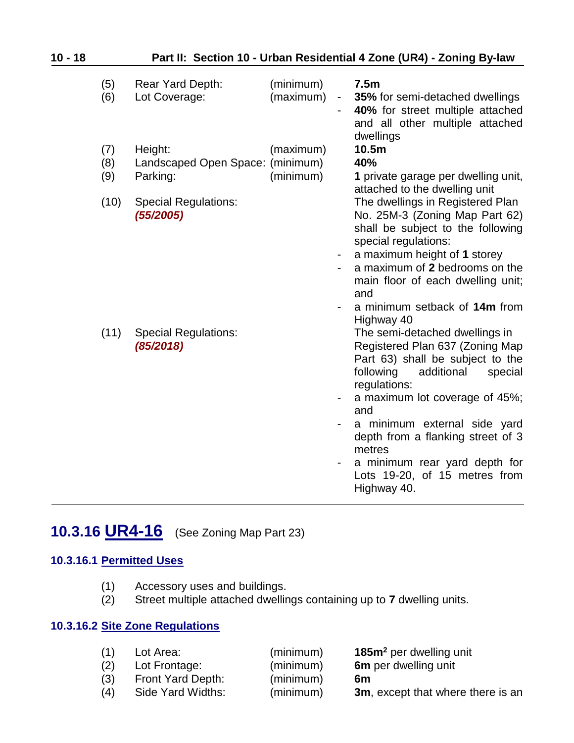| | | | |
|---|---|---|---|
| (5) | Rear Yard Depth: | (minimum) | **7.5m** |
| (6) | Lot Coverage: | (maximum) | - **35%** for semi-detached dwellings<br>- **40%** for street multiple attached and all other multiple attached dwellings |
| (7) | Height: | (maximum) | **10.5m** |
| (8) | Landscaped Open Space: | (minimum) | **40%** |
| (9) | Parking: | (minimum) | **1** private garage per dwelling unit, attached to the dwelling unit |
| (10) | Special Regulations: ***(55/2005)*** | | The dwellings in Registered Plan No. 25M-3 (Zoning Map Part 62) shall be subject to the following special regulations:<br>- a maximum height of **1** storey<br>- a maximum of **2** bedrooms on the main floor of each dwelling unit; and<br>- a minimum setback of **14m** from Highway 40 |
| (11) | Special Regulations: ***(85/2018)*** | | The semi-detached dwellings in Registered Plan 637 (Zoning Map Part 63) shall be subject to the following additional special regulations:<br>- a maximum lot coverage of 45%; and<br>- a minimum external side yard depth from a flanking street of 3 metres<br>- a minimum rear yard depth for Lots 19-20, of 15 metres from Highway 40. |

---

## 10.3.16 UR4-16 (See Zoning Map Part 23)

### 10.3.16.1 Permitted Uses

(1) Accessory uses and buildings.
(2) Street multiple attached dwellings containing up to **7** dwelling units.

### 10.3.16.2 Site Zone Regulations

| | | | |
|---|---|---|---|
| (1) | Lot Area: | (minimum) | **185m$^2$** per dwelling unit |
| (2) | Lot Frontage: | (minimum) | **6m** per dwelling unit |
| (3) | Front Yard Depth: | (minimum) | **6m** |
| (4) | Side Yard Widths: | (minimum) | **3m**, except that where there is an |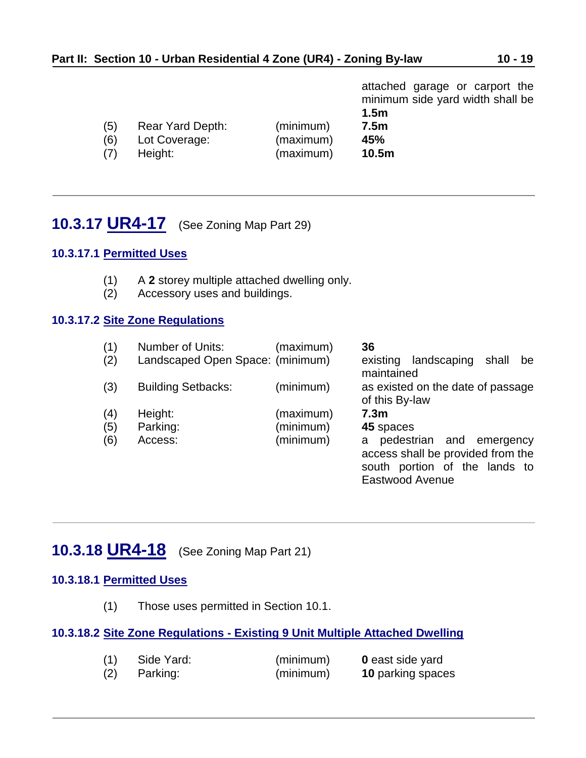attached garage or carport the minimum side yard width shall be **1.5m**

| | | | |
|---|---|---|---|
| (5) | Rear Yard Depth: | (minimum) | **7.5m** |
| (6) | Lot Coverage: | (maximum) | **45%** |
| (7) | Height: | (maximum) | **10.5m** |

---

## 10.3.17 UR4-17 (See Zoning Map Part 29)

### 10.3.17.1 Permitted Uses

(1) A **2** storey multiple attached dwelling only.
(2) Accessory uses and buildings.

### 10.3.17.2 Site Zone Regulations

| | | | |
|---|---|---|---|
| (1) | Number of Units: | (maximum) | **36** |
| (2) | Landscaped Open Space: | (minimum) | existing landscaping shall be maintained |
| (3) | Building Setbacks: | (minimum) | as existed on the date of passage of this By-law |
| (4) | Height: | (maximum) | **7.3m** |
| (5) | Parking: | (minimum) | **45** spaces |
| (6) | Access: | (minimum) | a pedestrian and emergency access shall be provided from the south portion of the lands to Eastwood Avenue |

---

## 10.3.18 UR4-18 (See Zoning Map Part 21)

### 10.3.18.1 Permitted Uses

(1) Those uses permitted in Section 10.1.

### 10.3.18.2 Site Zone Regulations - Existing 9 Unit Multiple Attached Dwelling

| | | | |
|---|---|---|---|
| (1) | Side Yard: | (minimum) | **0** east side yard |
| (2) | Parking: | (minimum) | **10** parking spaces |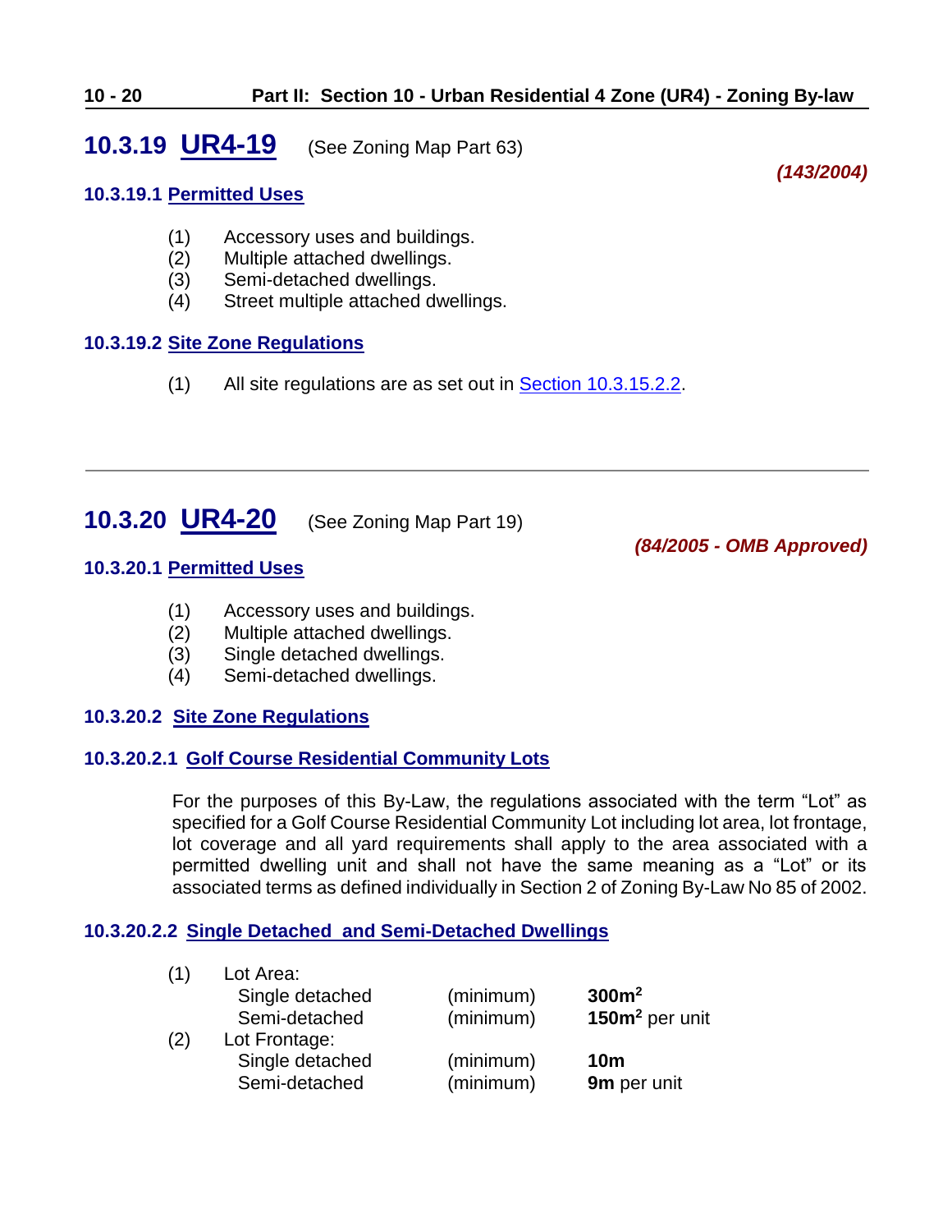## 10.3.19 UR4-19 (See Zoning Map Part 63)

***(143/2004)***

### 10.3.19.1 Permitted Uses

(1) Accessory uses and buildings.
(2) Multiple attached dwellings.
(3) Semi-detached dwellings.
(4) Street multiple attached dwellings.

### 10.3.19.2 Site Zone Regulations

(1) All site regulations are as set out in Section 10.3.15.2.2.

---

## 10.3.20 UR4-20 (See Zoning Map Part 19)

***(84/2005 - OMB Approved)***

### 10.3.20.1 Permitted Uses

(1) Accessory uses and buildings.
(2) Multiple attached dwellings.
(3) Single detached dwellings.
(4) Semi-detached dwellings.

### 10.3.20.2 Site Zone Regulations

#### 10.3.20.2.1 Golf Course Residential Community Lots

For the purposes of this By-Law, the regulations associated with the term "Lot" as specified for a Golf Course Residential Community Lot including lot area, lot frontage, lot coverage and all yard requirements shall apply to the area associated with a permitted dwelling unit and shall not have the same meaning as a "Lot" or its associated terms as defined individually in Section 2 of Zoning By-Law No 85 of 2002.

#### 10.3.20.2.2 Single Detached and Semi-Detached Dwellings

| | | | |
|---|---|---|---|
| (1) | Lot Area: | | |
| | Single detached | (minimum) | **300m²** |
| | Semi-detached | (minimum) | **150m²** per unit |
| (2) | Lot Frontage: | | |
| | Single detached | (minimum) | **10m** |
| | Semi-detached | (minimum) | **9m** per unit |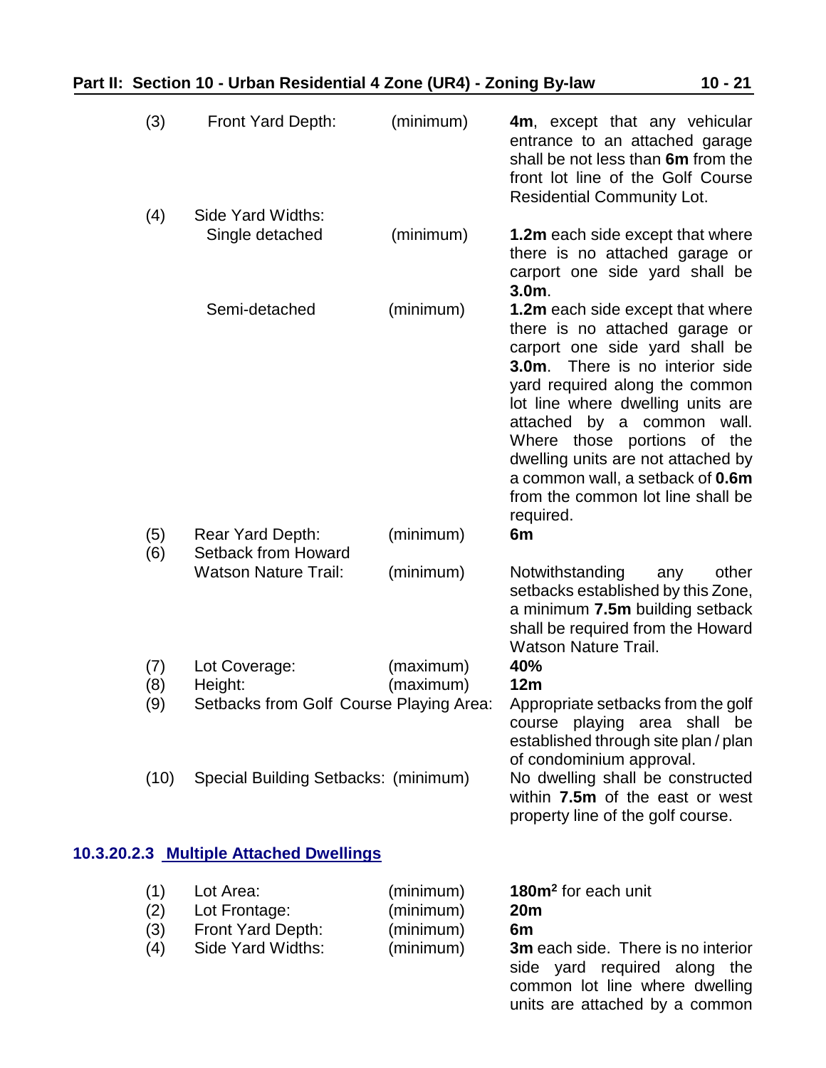| | | | |
|---|---|---|---|
| (3) | Front Yard Depth: | (minimum) | **4m**, except that any vehicular entrance to an attached garage shall be not less than **6m** from the front lot line of the Golf Course Residential Community Lot. |
| (4) | Side Yard Widths: | | |
| | Single detached | (minimum) | **1.2m** each side except that where there is no attached garage or carport one side yard shall be **3.0m**. |
| | Semi-detached | (minimum) | **1.2m** each side except that where there is no attached garage or carport one side yard shall be **3.0m**. There is no interior side yard required along the common lot line where dwelling units are attached by a common wall. Where those portions of the dwelling units are not attached by a common wall, a setback of **0.6m** from the common lot line shall be required. |
| (5) | Rear Yard Depth: | (minimum) | **6m** |
| (6) | Setback from Howard Watson Nature Trail: | (minimum) | Notwithstanding any other setbacks established by this Zone, a minimum **7.5m** building setback shall be required from the Howard Watson Nature Trail. |
| (7) | Lot Coverage: | (maximum) | **40%** |
| (8) | Height: | (maximum) | **12m** |
| (9) | Setbacks from Golf Course Playing Area: | | Appropriate setbacks from the golf course playing area shall be established through site plan / plan of condominium approval. |
| (10) | Special Building Setbacks: | (minimum) | No dwelling shall be constructed within **7.5m** of the east or west property line of the golf course. |

### 10.3.20.2.3 Multiple Attached Dwellings

| | | | |
|---|---|---|---|
| (1) | Lot Area: | (minimum) | **180m²** for each unit |
| (2) | Lot Frontage: | (minimum) | **20m** |
| (3) | Front Yard Depth: | (minimum) | **6m** |
| (4) | Side Yard Widths: | (minimum) | **3m** each side. There is no interior side yard required along the common lot line where dwelling units are attached by a common |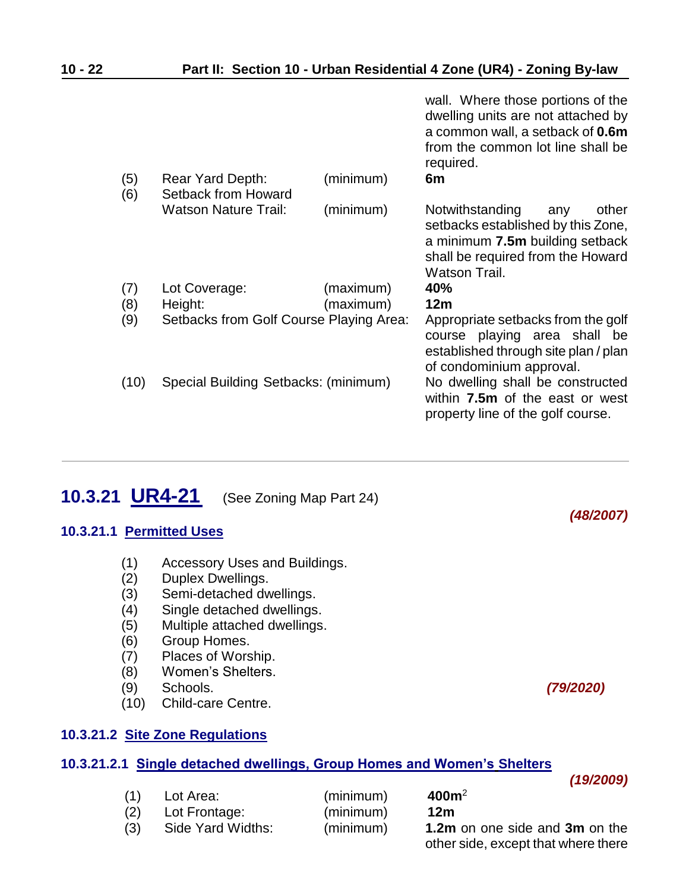| | | | |
|---|---|---|---|
| | | | wall. Where those portions of the dwelling units are not attached by a common wall, a setback of **0.6m** from the common lot line shall be required. |
| (5) | Rear Yard Depth: | (minimum) | **6m** |
| (6) | Setback from Howard Watson Nature Trail: | (minimum) | Notwithstanding any other setbacks established by this Zone, a minimum **7.5m** building setback shall be required from the Howard Watson Trail. |
| (7) | Lot Coverage: | (maximum) | **40%** |
| (8) | Height: | (maximum) | **12m** |
| (9) | Setbacks from Golf Course Playing Area: | | Appropriate setbacks from the golf course playing area shall be established through site plan / plan of condominium approval. |
| (10) | Special Building Setbacks: | (minimum) | No dwelling shall be constructed within **7.5m** of the east or west property line of the golf course. |

---

## 10.3.21 UR4-21 (See Zoning Map Part 24)

***(48/2007)***

### 10.3.21.1 Permitted Uses

(1) Accessory Uses and Buildings.
(2) Duplex Dwellings.
(3) Semi-detached dwellings.
(4) Single detached dwellings.
(5) Multiple attached dwellings.
(6) Group Homes.
(7) Places of Worship.
(8) Women's Shelters.
(9) Schools. ***(79/2020)***
(10) Child-care Centre.

### 10.3.21.2 Site Zone Regulations

#### 10.3.21.2.1 Single detached dwellings, Group Homes and Women's Shelters

***(19/2009)***

| | | | |
|---|---|---|---|
| (1) | Lot Area: | (minimum) | **400m**$^2$ |
| (2) | Lot Frontage: | (minimum) | **12m** |
| (3) | Side Yard Widths: | (minimum) | **1.2m** on one side and **3m** on the other side, except that where there |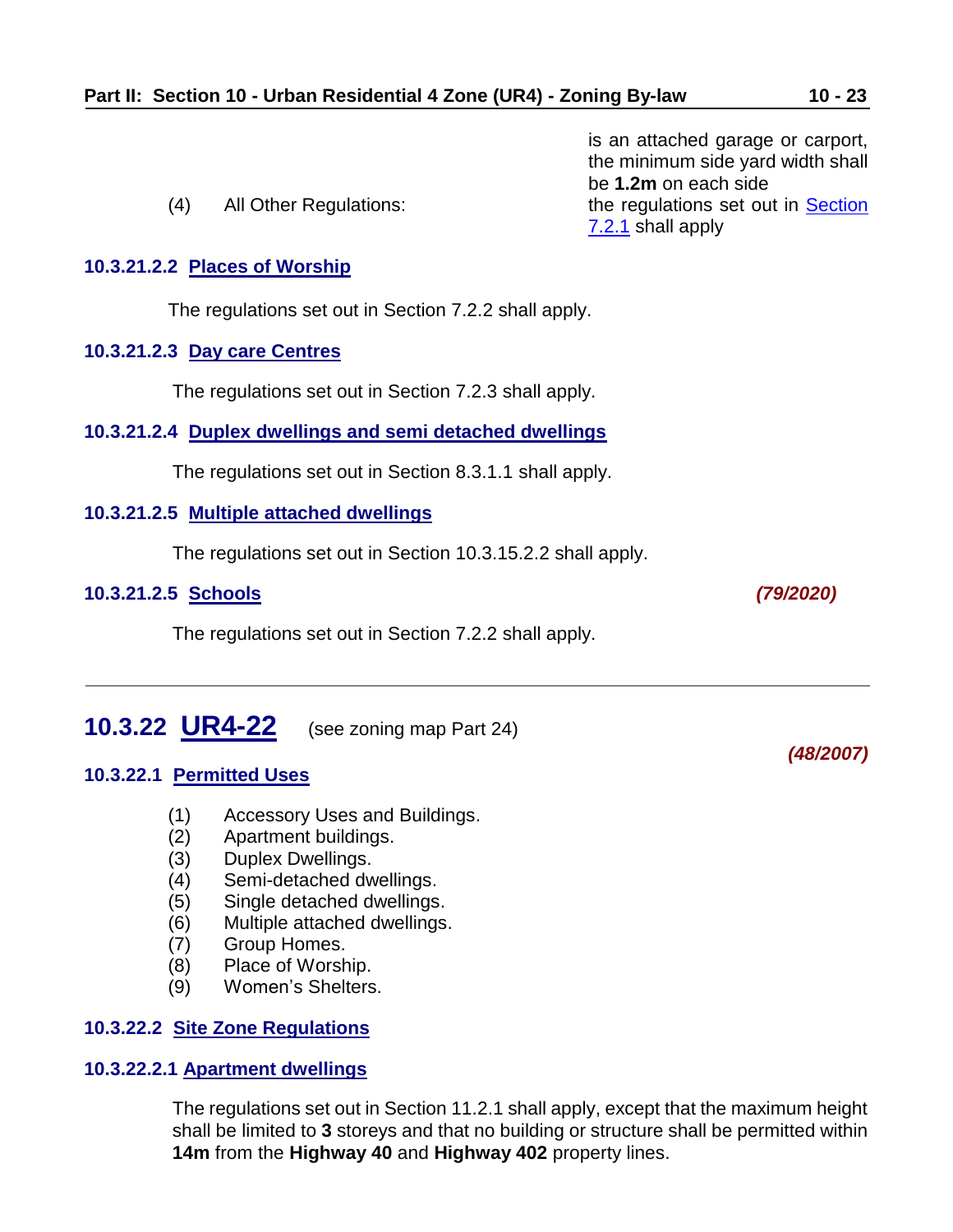| | | |
|---|---|---|
| | | is an attached garage or carport, the minimum side yard width shall be **1.2m** on each side |
| (4) | All Other Regulations: | the regulations set out in [Section 7.2.1](#) shall apply |

#### 10.3.21.2.2 Places of Worship

The regulations set out in Section 7.2.2 shall apply.

#### 10.3.21.2.3 Day care Centres

The regulations set out in Section 7.2.3 shall apply.

#### 10.3.21.2.4 Duplex dwellings and semi detached dwellings

The regulations set out in Section 8.3.1.1 shall apply.

#### 10.3.21.2.5 Multiple attached dwellings

The regulations set out in Section 10.3.15.2.2 shall apply.

#### 10.3.21.2.5 Schools

***(79/2020)***

The regulations set out in Section 7.2.2 shall apply.

---

## 10.3.22 UR4-22 (see zoning map Part 24)

***(48/2007)***

### 10.3.22.1 Permitted Uses

(1) Accessory Uses and Buildings.
(2) Apartment buildings.
(3) Duplex Dwellings.
(4) Semi-detached dwellings.
(5) Single detached dwellings.
(6) Multiple attached dwellings.
(7) Group Homes.
(8) Place of Worship.
(9) Women's Shelters.

### 10.3.22.2 Site Zone Regulations

#### 10.3.22.2.1 Apartment dwellings

The regulations set out in Section 11.2.1 shall apply, except that the maximum height shall be limited to **3** storeys and that no building or structure shall be permitted within **14m** from the **Highway 40** and **Highway 402** property lines.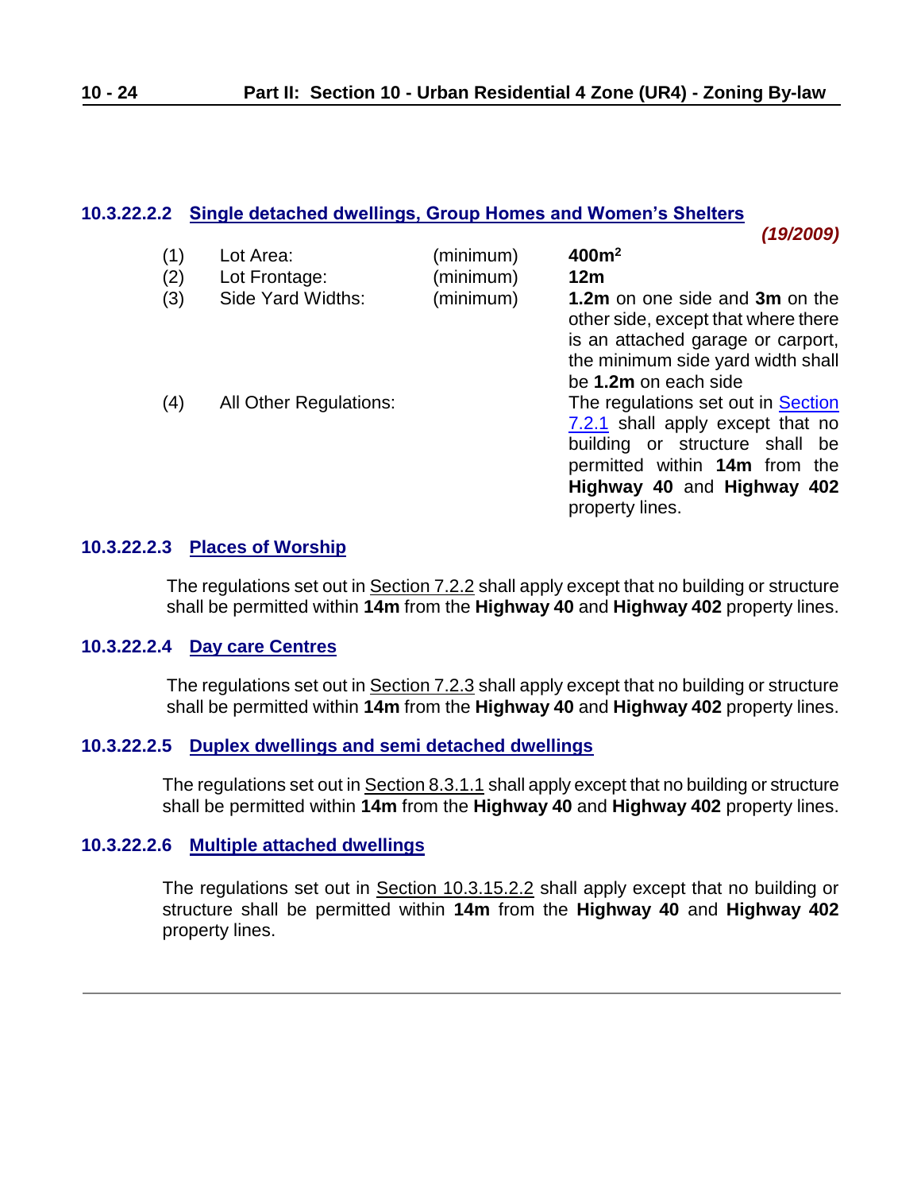#### 10.3.22.2.2 Single detached dwellings, Group Homes and Women's Shelters

***(19/2009)***

| | | | |
|---|---|---|---|
| (1) | Lot Area: | (minimum) | **400m$^2$** |
| (2) | Lot Frontage: | (minimum) | **12m** |
| (3) | Side Yard Widths: | (minimum) | **1.2m** on one side and **3m** on the other side, except that where there is an attached garage or carport, the minimum side yard width shall be **1.2m** on each side |
| (4) | All Other Regulations: | | The regulations set out in Section 7.2.1 shall apply except that no building or structure shall be permitted within **14m** from the **Highway 40** and **Highway 402** property lines. |

#### 10.3.22.2.3 Places of Worship

The regulations set out in Section 7.2.2 shall apply except that no building or structure shall be permitted within **14m** from the **Highway 40** and **Highway 402** property lines.

#### 10.3.22.2.4 Day care Centres

The regulations set out in Section 7.2.3 shall apply except that no building or structure shall be permitted within **14m** from the **Highway 40** and **Highway 402** property lines.

#### 10.3.22.2.5 Duplex dwellings and semi detached dwellings

The regulations set out in Section 8.3.1.1 shall apply except that no building or structure shall be permitted within **14m** from the **Highway 40** and **Highway 402** property lines.

#### 10.3.22.2.6 Multiple attached dwellings

The regulations set out in Section 10.3.15.2.2 shall apply except that no building or structure shall be permitted within **14m** from the **Highway 40** and **Highway 402** property lines.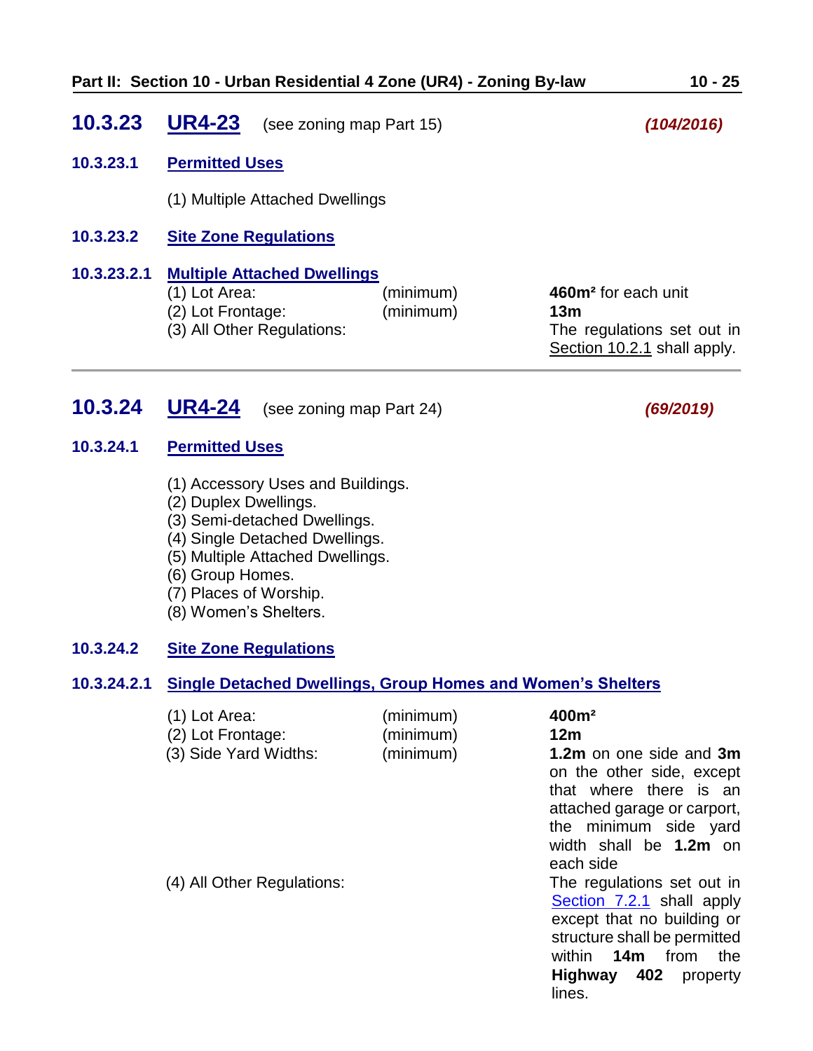## 10.3.23 UR4-23 (see zoning map Part 15) *(104/2016)*

### 10.3.23.1 Permitted Uses

(1) Multiple Attached Dwellings

### 10.3.23.2 Site Zone Regulations

#### 10.3.23.2.1 Multiple Attached Dwellings

| | | |
|---|---|---|
| (1) Lot Area: | (minimum) | **460m²** for each unit |
| (2) Lot Frontage: | (minimum) | **13m** |
| (3) All Other Regulations: | | The regulations set out in Section 10.2.1 shall apply. |

---

## 10.3.24 UR4-24 (see zoning map Part 24) *(69/2019)*

### 10.3.24.1 Permitted Uses

(1) Accessory Uses and Buildings.
(2) Duplex Dwellings.
(3) Semi-detached Dwellings.
(4) Single Detached Dwellings.
(5) Multiple Attached Dwellings.
(6) Group Homes.
(7) Places of Worship.
(8) Women's Shelters.

### 10.3.24.2 Site Zone Regulations

#### 10.3.24.2.1 Single Detached Dwellings, Group Homes and Women's Shelters

| | | |
|---|---|---|
| (1) Lot Area: | (minimum) | **400m²** |
| (2) Lot Frontage: | (minimum) | **12m** |
| (3) Side Yard Widths: | (minimum) | **1.2m** on one side and **3m** on the other side, except that where there is an attached garage or carport, the minimum side yard width shall be **1.2m** on each side |
| (4) All Other Regulations: | | The regulations set out in Section 7.2.1 shall apply except that no building or structure shall be permitted within **14m** from the **Highway 402** property lines. |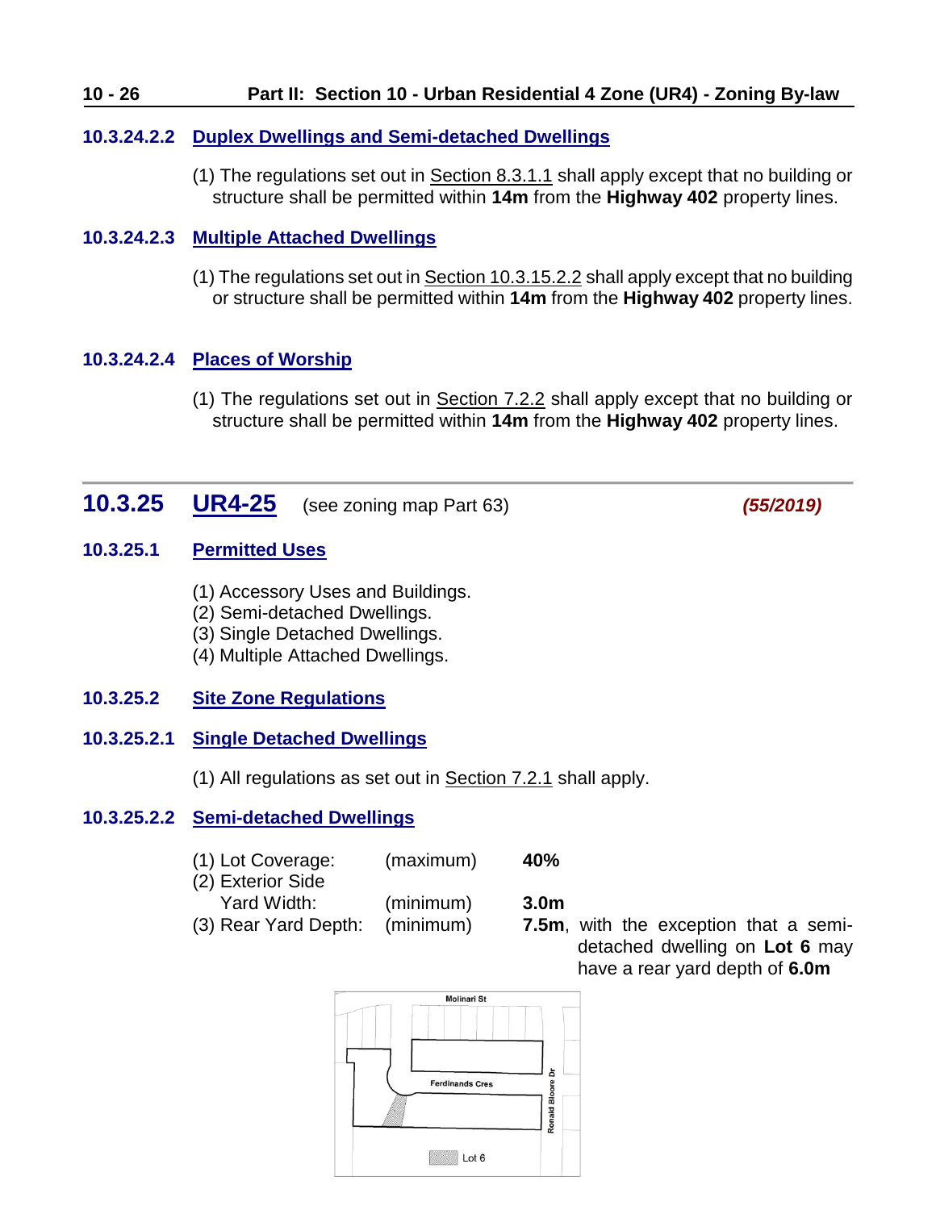#### 10.3.24.2.2 Duplex Dwellings and Semi-detached Dwellings

(1) The regulations set out in Section 8.3.1.1 shall apply except that no building or structure shall be permitted within **14m** from the **Highway 402** property lines.

#### 10.3.24.2.3 Multiple Attached Dwellings

(1) The regulations set out in Section 10.3.15.2.2 shall apply except that no building or structure shall be permitted within **14m** from the **Highway 402** property lines.

#### 10.3.24.2.4 Places of Worship

(1) The regulations set out in Section 7.2.2 shall apply except that no building or structure shall be permitted within **14m** from the **Highway 402** property lines.

---

## 10.3.25 UR4-25 (see zoning map Part 63) *(55/2019)*

### 10.3.25.1 Permitted Uses

(1) Accessory Uses and Buildings.
(2) Semi-detached Dwellings.
(3) Single Detached Dwellings.
(4) Multiple Attached Dwellings.

### 10.3.25.2 Site Zone Regulations

#### 10.3.25.2.1 Single Detached Dwellings

(1) All regulations as set out in Section 7.2.1 shall apply.

#### 10.3.25.2.2 Semi-detached Dwellings

| | | |
|---|---|---|
| (1) Lot Coverage: | (maximum) | **40%** |
| (2) Exterior Side Yard Width: | (minimum) | **3.0m** |
| (3) Rear Yard Depth: | (minimum) | **7.5m**, with the exception that a semi-detached dwelling on **Lot 6** may have a rear yard depth of **6.0m** |

Molinari St

Ferdinands Cres

Ronald Bloore Dr

Lot 6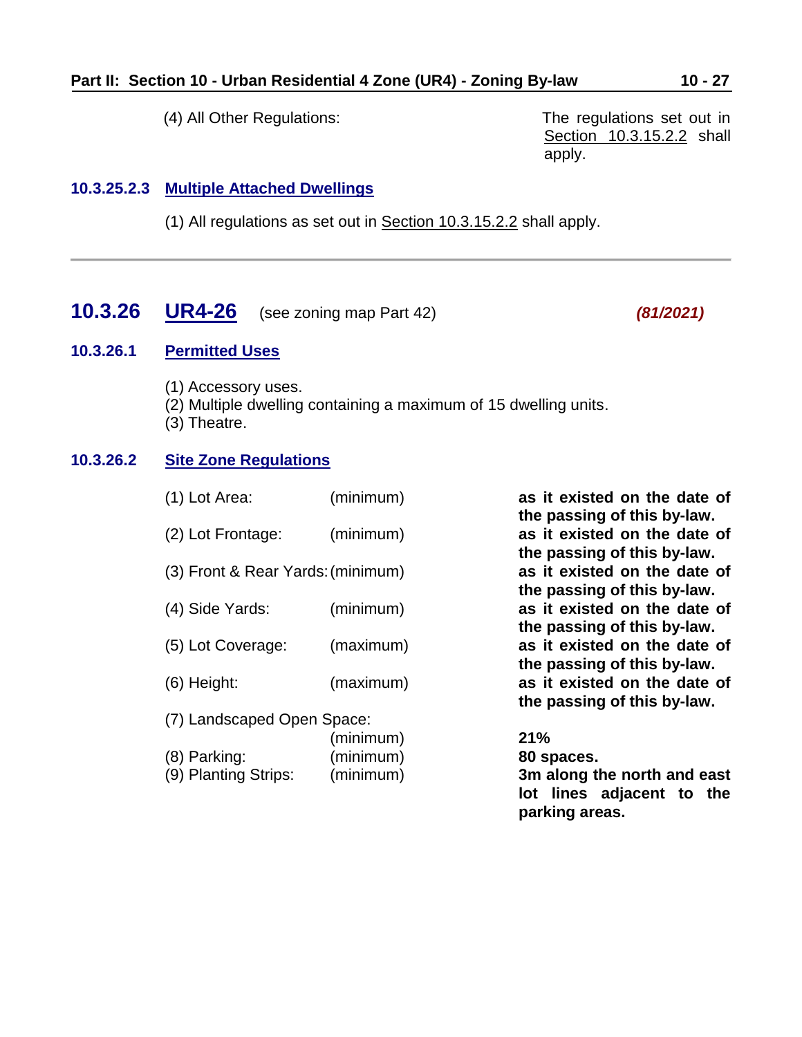(4) All Other Regulations: The regulations set out in Section 10.3.15.2.2 shall apply.

### 10.3.25.2.3 Multiple Attached Dwellings

(1) All regulations as set out in Section 10.3.15.2.2 shall apply.

---

## 10.3.26 UR4-26 (see zoning map Part 42) *(81/2021)*

### 10.3.26.1 Permitted Uses

(1) Accessory uses.
(2) Multiple dwelling containing a maximum of 15 dwelling units.
(3) Theatre.

### 10.3.26.2 Site Zone Regulations

| | | |
|---|---|---|
| (1) Lot Area: | (minimum) | **as it existed on the date of the passing of this by-law.** |
| (2) Lot Frontage: | (minimum) | **as it existed on the date of the passing of this by-law.** |
| (3) Front & Rear Yards: | (minimum) | **as it existed on the date of the passing of this by-law.** |
| (4) Side Yards: | (minimum) | **as it existed on the date of the passing of this by-law.** |
| (5) Lot Coverage: | (maximum) | **as it existed on the date of the passing of this by-law.** |
| (6) Height: | (maximum) | **as it existed on the date of the passing of this by-law.** |
| (7) Landscaped Open Space: | (minimum) | **21%** |
| (8) Parking: | (minimum) | **80 spaces.** |
| (9) Planting Strips: | (minimum) | **3m along the north and east lot lines adjacent to the parking areas.** |